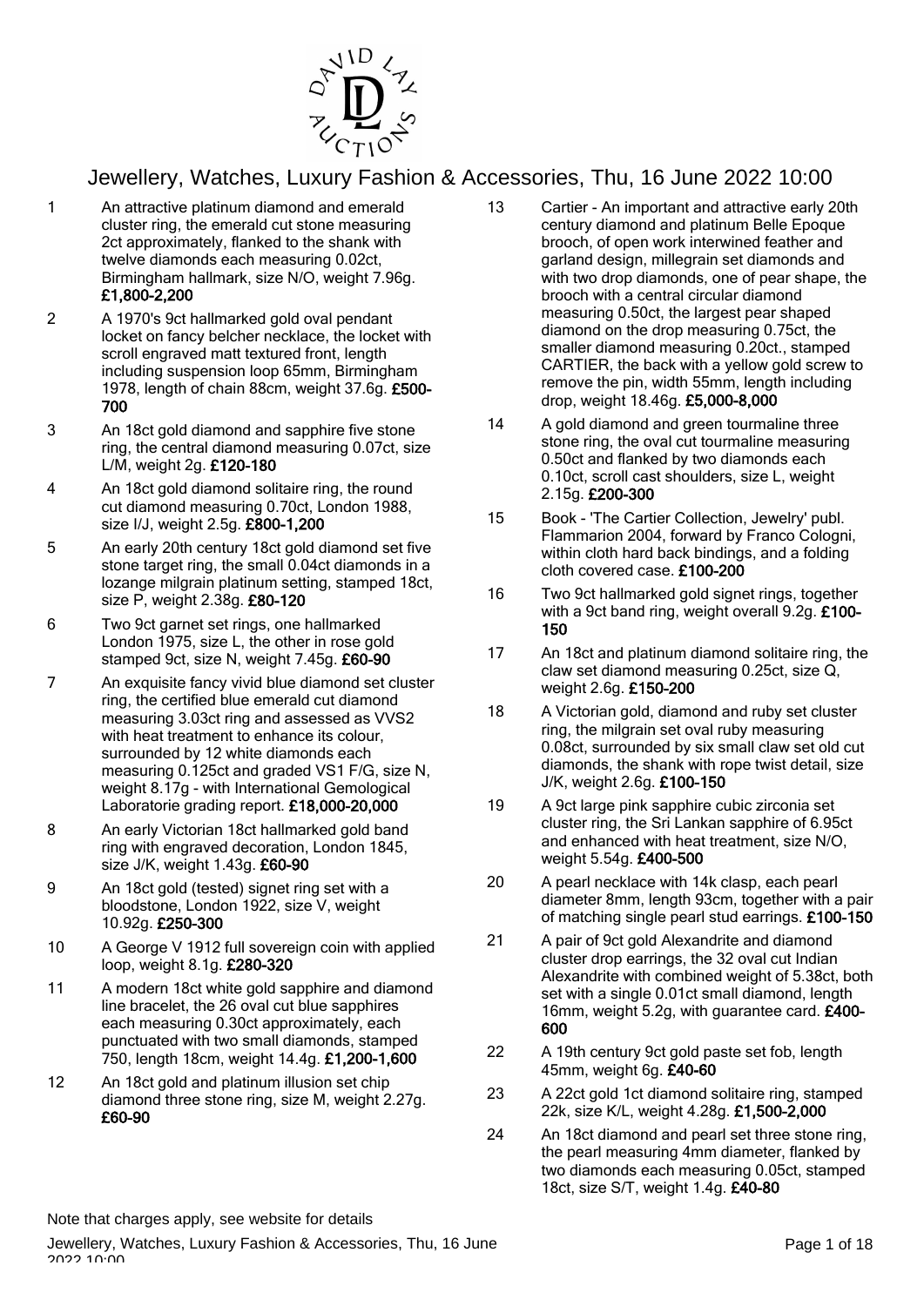# Jewellery, Watches, Luxury Fashion & Accessories, Thu, 16 June 2022 10:00

1 An attractive platinum diamond and emerald cluster ring, the emerald cut stone measuring 2ct approximately, flanked to the shank with twelve diamonds each measuring 0.02ct, Birmingham hallmark, size N/O, weight 7.96g. **£1,800-2,200**

2 A 1970's 9ct hallmarked gold oval pendant locket on fancy belcher necklace, the locket with scroll engraved matt textured front, length including suspension loop 65mm, Birmingham 1978, length of chain 88cm, weight 37.6g. **£500-700**

3 An 18ct gold diamond and sapphire five stone ring, the central diamond measuring 0.07ct, size L/M, weight 2g. **£120-180**

4 An 18ct gold diamond solitaire ring, the round cut diamond measuring 0.70ct, London 1988, size I/J, weight 2.5g. **£800-1,200**

5 An early 20th century 18ct gold diamond set five stone target ring, the small 0.04ct diamonds in a lozange milgrain platinum setting, stamped 18ct, size P, weight 2.38g. **£80-120**

6 Two 9ct garnet set rings, one hallmarked London 1975, size L, the other in rose gold stamped 9ct, size N, weight 7.45g. **£60-90**

7 An exquisite fancy vivid blue diamond set cluster ring, the certified blue emerald cut diamond measuring 3.03ct ring and assessed as VVS2 with heat treatment to enhance its colour, surrounded by 12 white diamonds each measuring 0.125ct and graded VS1 F/G, size N, weight 8.17g - with International Gemological Laboratorie grading report. **£18,000-20,000**

8 An early Victorian 18ct hallmarked gold band ring with engraved decoration, London 1845, size J/K, weight 1.43g. **£60-90**

9 An 18ct gold (tested) signet ring set with a bloodstone, London 1922, size V, weight 10.92g. **£250-300**

10 A George V 1912 full sovereign coin with applied loop, weight 8.1g. **£280-320**

11 A modern 18ct white gold sapphire and diamond line bracelet, the 26 oval cut blue sapphires each measuring 0.30ct approximately, each punctuated with two small diamonds, stamped 750, length 18cm, weight 14.4g. **£1,200-1,600**

12 An 18ct gold and platinum illusion set chip diamond three stone ring, size M, weight 2.27g. **£60-90**

13 Cartier - An important and attractive early 20th century diamond and platinum Belle Epoque brooch, of open work interwined feather and garland design, millegrain set diamonds and with two drop diamonds, one of pear shape, the brooch with a central circular diamond measuring 0.50ct, the largest pear shaped diamond on the drop measuring 0.75ct, the smaller diamond measuring 0.20ct., stamped CARTIER, the back with a yellow gold screw to remove the pin, width 55mm, length including drop, weight 18.46g. **£5,000-8,000**

14 A gold diamond and green tourmaline three stone ring, the oval cut tourmaline measuring 0.50ct and flanked by two diamonds each 0.10ct, scroll cast shoulders, size L, weight 2.15g. **£200-300**

15 Book - 'The Cartier Collection, Jewelry' publ. Flammarion 2004, forward by Franco Cologni, within cloth hard back bindings, and a folding cloth covered case. **£100-200**

16 Two 9ct hallmarked gold signet rings, together with a 9ct band ring, weight overall 9.2g. **£100-150**

17 An 18ct and platinum diamond solitaire ring, the claw set diamond measuring 0.25ct, size Q, weight 2.6g. **£150-200**

18 A Victorian gold, diamond and ruby set cluster ring, the milgrain set oval ruby measuring 0.08ct, surrounded by six small claw set old cut diamonds, the shank with rope twist detail, size J/K, weight 2.6g. **£100-150**

19 A 9ct large pink sapphire cubic zirconia set cluster ring, the Sri Lankan sapphire of 6.95ct and enhanced with heat treatment, size N/O, weight 5.54g. **£400-500**

20 A pearl necklace with 14k clasp, each pearl diameter 8mm, length 93cm, together with a pair of matching single pearl stud earrings. **£100-150**

21 A pair of 9ct gold Alexandrite and diamond cluster drop earrings, the 32 oval cut Indian Alexandrite with combined weight of 5.38ct, both set with a single 0.01ct small diamond, length 16mm, weight 5.2g, with guarantee card. **£400-600**

22 A 19th century 9ct gold paste set fob, length 45mm, weight 6g. **£40-60**

23 A 22ct gold 1ct diamond solitaire ring, stamped 22k, size K/L, weight 4.28g. **£1,500-2,000**

24 An 18ct diamond and pearl set three stone ring, the pearl measuring 4mm diameter, flanked by two diamonds each measuring 0.05ct, stamped 18ct, size S/T, weight 1.4g. **£40-80**

Note that charges apply, see website for details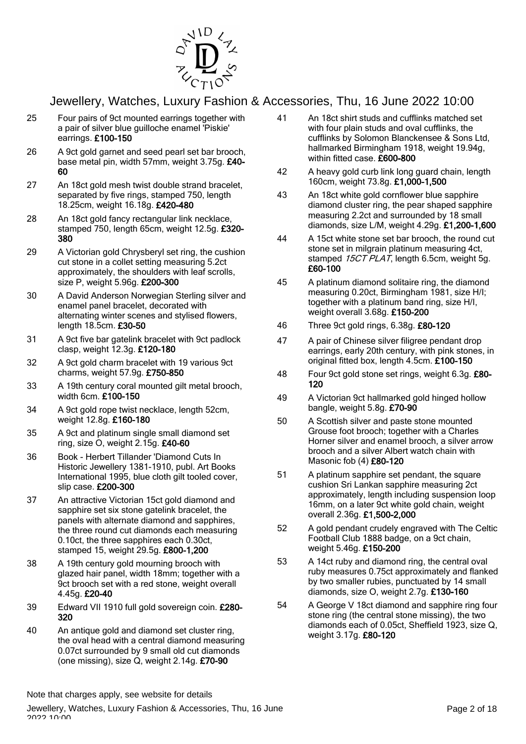# Jewellery, Watches, Luxury Fashion & Accessories, Thu, 16 June 2022 10:00

25 Four pairs of 9ct mounted earrings together with a pair of silver blue guilloche enamel 'Piskie' earrings. **£100-150**

26 A 9ct gold garnet and seed pearl set bar brooch, base metal pin, width 57mm, weight 3.75g. **£40-60**

27 An 18ct gold mesh twist double strand bracelet, separated by five rings, stamped 750, length 18.25cm, weight 16.18g. **£420-480**

28 An 18ct gold fancy rectangular link necklace, stamped 750, length 65cm, weight 12.5g. **£320-380**

29 A Victorian gold Chrysberyl set ring, the cushion cut stone in a collet setting measuring 5.2ct approximately, the shoulders with leaf scrolls, size P, weight 5.96g. **£200-300**

30 A David Anderson Norwegian Sterling silver and enamel panel bracelet, decorated with alternating winter scenes and stylised flowers, length 18.5cm. **£30-50**

31 A 9ct five bar gatelink bracelet with 9ct padlock clasp, weight 12.3g. **£120-180**

32 A 9ct gold charm bracelet with 19 various 9ct charms, weight 57.9g. **£750-850**

33 A 19th century coral mounted gilt metal brooch, width 6cm. **£100-150**

34 A 9ct gold rope twist necklace, length 52cm, weight 12.8g. **£160-180**

35 A 9ct and platinum single small diamond set ring, size O, weight 2.15g. **£40-60**

36 Book - Herbert Tillander 'Diamond Cuts In Historic Jewellery 1381-1910, publ. Art Books International 1995, blue cloth gilt tooled cover, slip case. **£200-300**

37 An attractive Victorian 15ct gold diamond and sapphire set six stone gatelink bracelet, the panels with alternate diamond and sapphires, the three round cut diamonds each measuring 0.10ct, the three sapphires each 0.30ct, stamped 15, weight 29.5g. **£800-1,200**

38 A 19th century gold mourning brooch with glazed hair panel, width 18mm; together with a 9ct brooch set with a red stone, weight overall 4.45g. **£20-40**

39 Edward VII 1910 full gold sovereign coin. **£280-320**

40 An antique gold and diamond set cluster ring, the oval head with a central diamond measuring 0.07ct surrounded by 9 small old cut diamonds (one missing), size Q, weight 2.14g. **£70-90**

41 An 18ct shirt studs and cufflinks matched set with four plain studs and oval cufflinks, the cufflinks by Solomon Blanckensee & Sons Ltd, hallmarked Birmingham 1918, weight 19.94g, within fitted case. **£600-800**

42 A heavy gold curb link long guard chain, length 160cm, weight 73.8g. **£1,000-1,500**

43 An 18ct white gold cornflower blue sapphire diamond cluster ring, the pear shaped sapphire measuring 2.2ct and surrounded by 18 small diamonds, size L/M, weight 4.29g. **£1,200-1,600**

44 A 15ct white stone set bar brooch, the round cut stone set in milgrain platinum measuring 4ct, stamped *15CT PLAT*, length 6.5cm, weight 5g. **£60-100**

45 A platinum diamond solitaire ring, the diamond measuring 0.20ct, Birmingham 1981, size H/I; together with a platinum band ring, size H/I, weight overall 3.68g. **£150-200**

46 Three 9ct gold rings, 6.38g. **£80-120**

47 A pair of Chinese silver filigree pendant drop earrings, early 20th century, with pink stones, in original fitted box, length 4.5cm. **£100-150**

48 Four 9ct gold stone set rings, weight 6.3g. **£80-120**

49 A Victorian 9ct hallmarked gold hinged hollow bangle, weight 5.8g. **£70-90**

50 A Scottish silver and paste stone mounted Grouse foot brooch; together with a Charles Horner silver and enamel brooch, a silver arrow brooch and a silver Albert watch chain with Masonic fob (4) **£80-120**

51 A platinum sapphire set pendant, the square cushion Sri Lankan sapphire measuring 2ct approximately, length including suspension loop 16mm, on a later 9ct white gold chain, weight overall 2.36g. **£1,500-2,000**

52 A gold pendant crudely engraved with The Celtic Football Club 1888 badge, on a 9ct chain, weight 5.46g. **£150-200**

53 A 14ct ruby and diamond ring, the central oval ruby measures 0.75ct approximately and flanked by two smaller rubies, punctuated by 14 small diamonds, size O, weight 2.7g. **£130-160**

54 A George V 18ct diamond and sapphire ring four stone ring (the central stone missing), the two diamonds each of 0.05ct, Sheffield 1923, size Q, weight 3.17g. **£80-120**

Note that charges apply, see website for details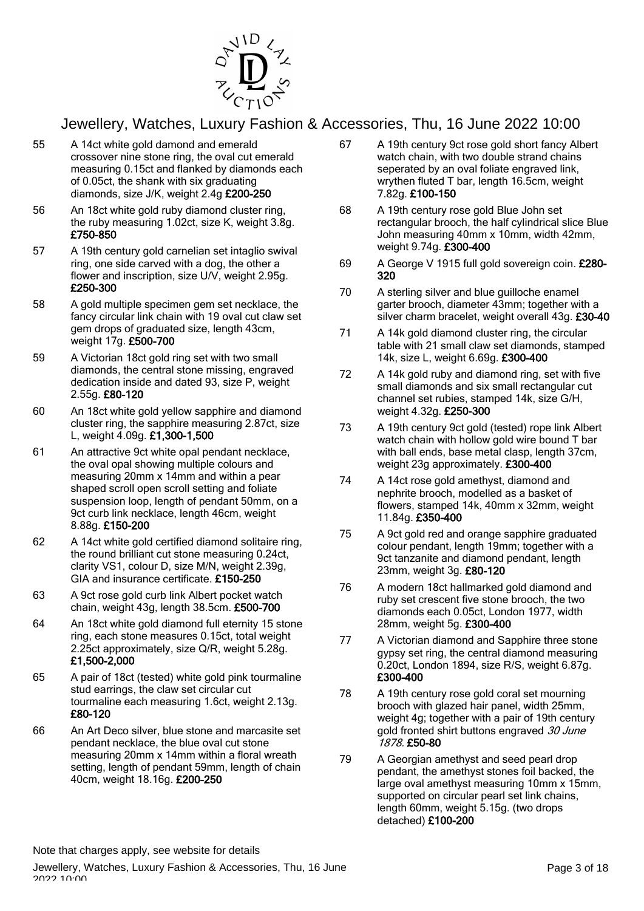# Jewellery, Watches, Luxury Fashion & Accessories, Thu, 16 June 2022 10:00

55 A 14ct white gold damond and emerald crossover nine stone ring, the oval cut emerald measuring 0.15ct and flanked by diamonds each of 0.05ct, the shank with six graduating diamonds, size J/K, weight 2.4g **£200-250**

56 An 18ct white gold ruby diamond cluster ring, the ruby measuring 1.02ct, size K, weight 3.8g. **£750-850**

57 A 19th century gold carnelian set intaglio swival ring, one side carved with a dog, the other a flower and inscription, size U/V, weight 2.95g. **£250-300**

58 A gold multiple specimen gem set necklace, the fancy circular link chain with 19 oval cut claw set gem drops of graduated size, length 43cm, weight 17g. **£500-700**

59 A Victorian 18ct gold ring set with two small diamonds, the central stone missing, engraved dedication inside and dated 93, size P, weight 2.55g. **£80-120**

60 An 18ct white gold yellow sapphire and diamond cluster ring, the sapphire measuring 2.87ct, size L, weight 4.09g. **£1,300-1,500**

61 An attractive 9ct white opal pendant necklace, the oval opal showing multiple colours and measuring 20mm x 14mm and within a pear shaped scroll open scroll setting and foliate suspension loop, length of pendant 50mm, on a 9ct curb link necklace, length 46cm, weight 8.88g. **£150-200**

62 A 14ct white gold certified diamond solitaire ring, the round brilliant cut stone measuring 0.24ct, clarity VS1, colour D, size M/N, weight 2.39g, GIA and insurance certificate. **£150-250**

63 A 9ct rose gold curb link Albert pocket watch chain, weight 43g, length 38.5cm. **£500-700**

64 An 18ct white gold diamond full eternity 15 stone ring, each stone measures 0.15ct, total weight 2.25ct approximately, size Q/R, weight 5.28g. **£1,500-2,000**

65 A pair of 18ct (tested) white gold pink tourmaline stud earrings, the claw set circular cut tourmaline each measuring 1.6ct, weight 2.13g. **£80-120**

66 An Art Deco silver, blue stone and marcasite set pendant necklace, the blue oval cut stone measuring 20mm x 14mm within a floral wreath setting, length of pendant 59mm, length of chain 40cm, weight 18.16g. **£200-250**

67 A 19th century 9ct rose gold short fancy Albert watch chain, with two double strand chains seperated by an oval foliate engraved link, wrythen fluted T bar, length 16.5cm, weight 7.82g. **£100-150**

68 A 19th century rose gold Blue John set rectangular brooch, the half cylindrical slice Blue John measuring 40mm x 10mm, width 42mm, weight 9.74g. **£300-400**

69 A George V 1915 full gold sovereign coin. **£280-320**

70 A sterling silver and blue guilloche enamel garter brooch, diameter 43mm; together with a silver charm bracelet, weight overall 43g. **£30-40**

71 A 14k gold diamond cluster ring, the circular table with 21 small claw set diamonds, stamped 14k, size L, weight 6.69g. **£300-400**

72 A 14k gold ruby and diamond ring, set with five small diamonds and six small rectangular cut channel set rubies, stamped 14k, size G/H, weight 4.32g. **£250-300**

73 A 19th century 9ct gold (tested) rope link Albert watch chain with hollow gold wire bound T bar with ball ends, base metal clasp, length 37cm, weight 23g approximately. **£300-400**

74 A 14ct rose gold amethyst, diamond and nephrite brooch, modelled as a basket of flowers, stamped 14k, 40mm x 32mm, weight 11.84g. **£350-400**

75 A 9ct gold red and orange sapphire graduated colour pendant, length 19mm; together with a 9ct tanzanite and diamond pendant, length 23mm, weight 3g. **£80-120**

76 A modern 18ct hallmarked gold diamond and ruby set crescent five stone brooch, the two diamonds each 0.05ct, London 1977, width 28mm, weight 5g. **£300-400**

77 A Victorian diamond and Sapphire three stone gypsy set ring, the central diamond measuring 0.20ct, London 1894, size R/S, weight 6.87g. **£300-400**

78 A 19th century rose gold coral set mourning brooch with glazed hair panel, width 25mm, weight 4g; together with a pair of 19th century gold fronted shirt buttons engraved *30 June 1878*. **£50-80**

79 A Georgian amethyst and seed pearl drop pendant, the amethyst stones foil backed, the large oval amethyst measuring 10mm x 15mm, supported on circular pearl set link chains, length 60mm, weight 5.15g. (two drops detached) **£100-200**

Note that charges apply, see website for details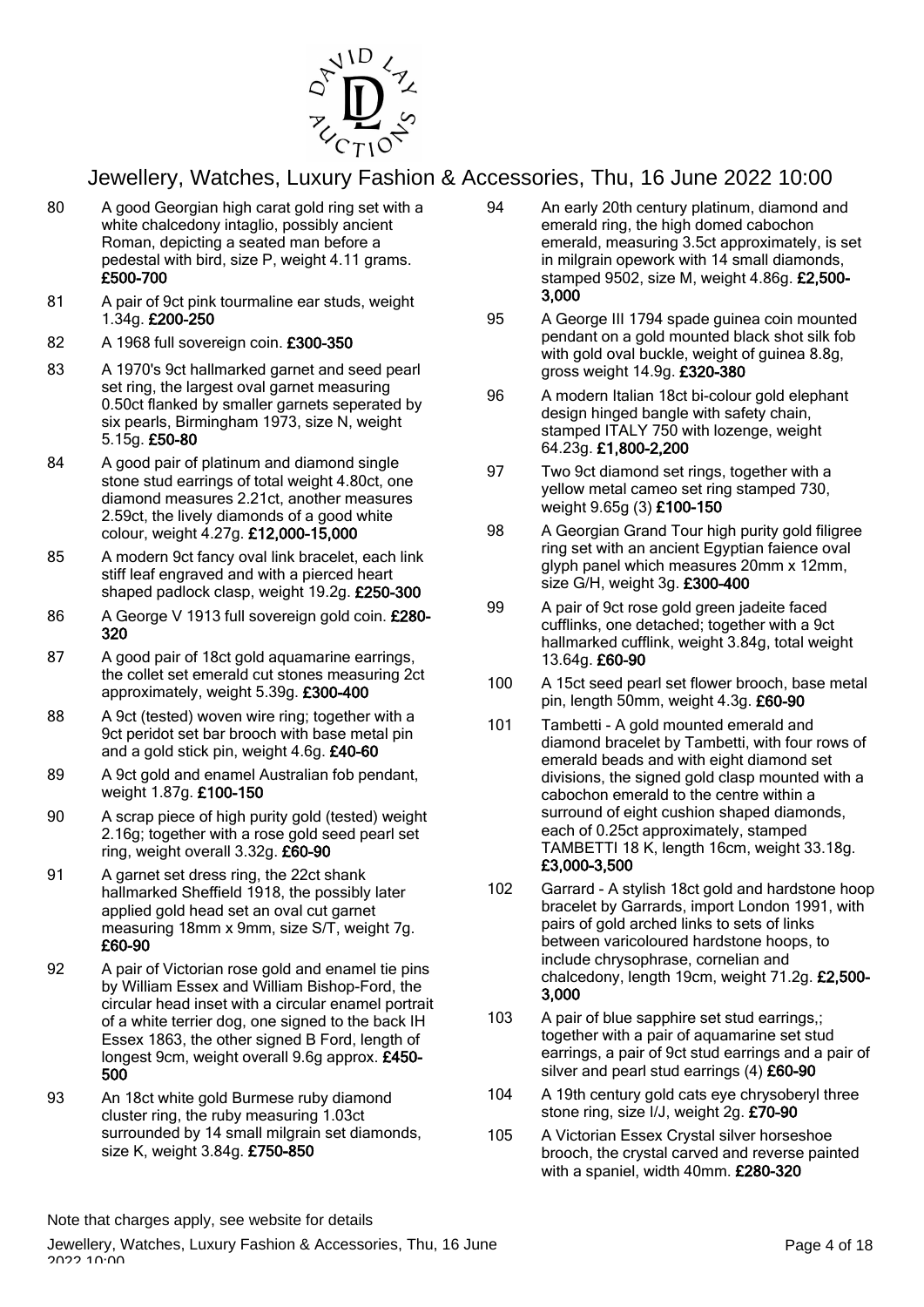80 A good Georgian high carat gold ring set with a white chalcedony intaglio, possibly ancient Roman, depicting a seated man before a pedestal with bird, size P, weight 4.11 grams. **£500-700**

81 A pair of 9ct pink tourmaline ear studs, weight 1.34g. **£200-250**

82 A 1968 full sovereign coin. **£300-350**

83 A 1970's 9ct hallmarked garnet and seed pearl set ring, the largest oval garnet measuring 0.50ct flanked by smaller garnets seperated by six pearls, Birmingham 1973, size N, weight 5.15g. **£50-80**

84 A good pair of platinum and diamond single stone stud earrings of total weight 4.80ct, one diamond measures 2.21ct, another measures 2.59ct, the lively diamonds of a good white colour, weight 4.27g. **£12,000-15,000**

85 A modern 9ct fancy oval link bracelet, each link stiff leaf engraved and with a pierced heart shaped padlock clasp, weight 19.2g. **£250-300**

86 A George V 1913 full sovereign gold coin. **£280-320**

87 A good pair of 18ct gold aquamarine earrings, the collet set emerald cut stones measuring 2ct approximately, weight 5.39g. **£300-400**

88 A 9ct (tested) woven wire ring; together with a 9ct peridot set bar brooch with base metal pin and a gold stick pin, weight 4.6g. **£40-60**

89 A 9ct gold and enamel Australian fob pendant, weight 1.87g. **£100-150**

90 A scrap piece of high purity gold (tested) weight 2.16g; together with a rose gold seed pearl set ring, weight overall 3.32g. **£60-90**

91 A garnet set dress ring, the 22ct shank hallmarked Sheffield 1918, the possibly later applied gold head set an oval cut garnet measuring 18mm x 9mm, size S/T, weight 7g. **£60-90**

92 A pair of Victorian rose gold and enamel tie pins by William Essex and William Bishop-Ford, the circular head inset with a circular enamel portrait of a white terrier dog, one signed to the back IH Essex 1863, the other signed B Ford, length of longest 9cm, weight overall 9.6g approx. **£450-500**

93 An 18ct white gold Burmese ruby diamond cluster ring, the ruby measuring 1.03ct surrounded by 14 small milgrain set diamonds, size K, weight 3.84g. **£750-850**

94 An early 20th century platinum, diamond and emerald ring, the high domed cabochon emerald, measuring 3.5ct approximately, is set in milgrain opework with 14 small diamonds, stamped 9502, size M, weight 4.86g. **£2,500-3,000**

95 A George III 1794 spade guinea coin mounted pendant on a gold mounted black shot silk fob with gold oval buckle, weight of guinea 8.8g, gross weight 14.9g. **£320-380**

96 A modern Italian 18ct bi-colour gold elephant design hinged bangle with safety chain, stamped ITALY 750 with lozenge, weight 64.23g. **£1,800-2,200**

97 Two 9ct diamond set rings, together with a yellow metal cameo set ring stamped 730, weight 9.65g (3) **£100-150**

98 A Georgian Grand Tour high purity gold filigree ring set with an ancient Egyptian faience oval glyph panel which measures 20mm x 12mm, size G/H, weight 3g. **£300-400**

99 A pair of 9ct rose gold green jadeite faced cufflinks, one detached; together with a 9ct hallmarked cufflink, weight 3.84g, total weight 13.64g. **£60-90**

100 A 15ct seed pearl set flower brooch, base metal pin, length 50mm, weight 4.3g. **£60-90**

101 Tambetti - A gold mounted emerald and diamond bracelet by Tambetti, with four rows of emerald beads and with eight diamond set divisions, the signed gold clasp mounted with a cabochon emerald to the centre within a surround of eight cushion shaped diamonds, each of 0.25ct approximately, stamped TAMBETTI 18 K, length 16cm, weight 33.18g. **£3,000-3,500**

102 Garrard - A stylish 18ct gold and hardstone hoop bracelet by Garrards, import London 1991, with pairs of gold arched links to sets of links between varicoloured hardstone hoops, to include chrysophrase, cornelian and chalcedony, length 19cm, weight 71.2g. **£2,500-3,000**

103 A pair of blue sapphire set stud earrings,; together with a pair of aquamarine set stud earrings, a pair of 9ct stud earrings and a pair of silver and pearl stud earrings (4) **£60-90**

104 A 19th century gold cats eye chrysoberyl three stone ring, size I/J, weight 2g. **£70-90**

105 A Victorian Essex Crystal silver horseshoe brooch, the crystal carved and reverse painted with a spaniel, width 40mm. **£280-320**

Note that charges apply, see website for details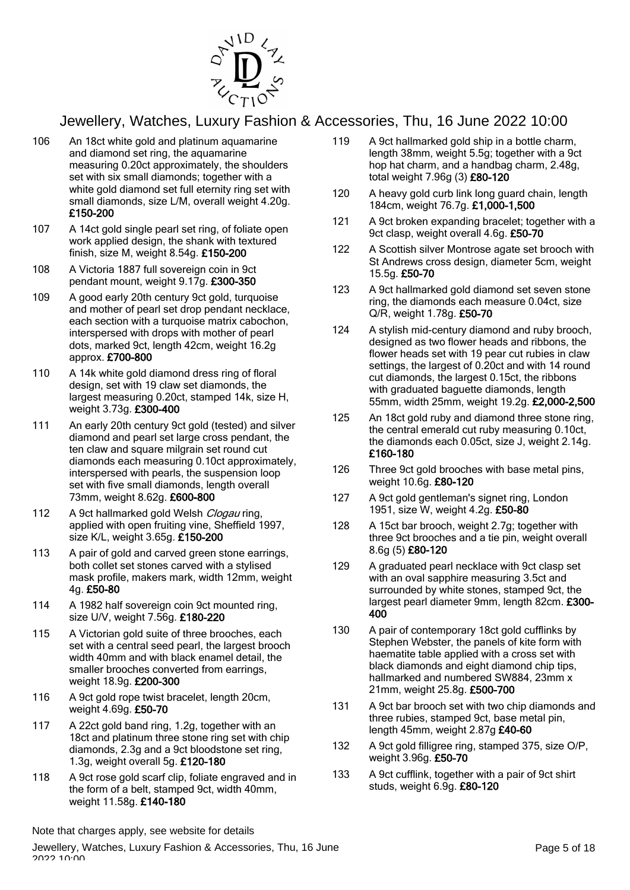106 An 18ct white gold and platinum aquamarine and diamond set ring, the aquamarine measuring 0.20ct approximately, the shoulders set with six small diamonds; together with a white gold diamond set full eternity ring set with small diamonds, size L/M, overall weight 4.20g. **£150-200**

107 A 14ct gold single pearl set ring, of foliate open work applied design, the shank with textured finish, size M, weight 8.54g. **£150-200**

108 A Victoria 1887 full sovereign coin in 9ct pendant mount, weight 9.17g. **£300-350**

109 A good early 20th century 9ct gold, turquoise and mother of pearl set drop pendant necklace, each section with a turquoise matrix cabochon, interspersed with drops with mother of pearl dots, marked 9ct, length 42cm, weight 16.2g approx. **£700-800**

110 A 14k white gold diamond dress ring of floral design, set with 19 claw set diamonds, the largest measuring 0.20ct, stamped 14k, size H, weight 3.73g. **£300-400**

111 An early 20th century 9ct gold (tested) and silver diamond and pearl set large cross pendant, the ten claw and square milgrain set round cut diamonds each measuring 0.10ct approximately, interspersed with pearls, the suspension loop set with five small diamonds, length overall 73mm, weight 8.62g. **£600-800**

112 A 9ct hallmarked gold Welsh *Clogau* ring, applied with open fruiting vine, Sheffield 1997, size K/L, weight 3.65g. **£150-200**

113 A pair of gold and carved green stone earrings, both collet set stones carved with a stylised mask profile, makers mark, width 12mm, weight 4g. **£50-80**

114 A 1982 half sovereign coin 9ct mounted ring, size U/V, weight 7.56g. **£180-220**

115 A Victorian gold suite of three brooches, each set with a central seed pearl, the largest brooch width 40mm and with black enamel detail, the smaller brooches converted from earrings, weight 18.9g. **£200-300**

116 A 9ct gold rope twist bracelet, length 20cm, weight 4.69g. **£50-70**

117 A 22ct gold band ring, 1.2g, together with an 18ct and platinum three stone ring set with chip diamonds, 2.3g and a 9ct bloodstone set ring, 1.3g, weight overall 5g. **£120-180**

118 A 9ct rose gold scarf clip, foliate engraved and in the form of a belt, stamped 9ct, width 40mm, weight 11.58g. **£140-180**

119 A 9ct hallmarked gold ship in a bottle charm, length 38mm, weight 5.5g; together with a 9ct hop hat charm, and a handbag charm, 2.48g, total weight 7.96g (3) **£80-120**

120 A heavy gold curb link long guard chain, length 184cm, weight 76.7g. **£1,000-1,500**

121 A 9ct broken expanding bracelet; together with a 9ct clasp, weight overall 4.6g. **£50-70**

122 A Scottish silver Montrose agate set brooch with St Andrews cross design, diameter 5cm, weight 15.5g. **£50-70**

123 A 9ct hallmarked gold diamond set seven stone ring, the diamonds each measure 0.04ct, size Q/R, weight 1.78g. **£50-70**

124 A stylish mid-century diamond and ruby brooch, designed as two flower heads and ribbons, the flower heads set with 19 pear cut rubies in claw settings, the largest of 0.20ct and with 14 round cut diamonds, the largest 0.15ct, the ribbons with graduated baguette diamonds, length 55mm, width 25mm, weight 19.2g. **£2,000-2,500**

125 An 18ct gold ruby and diamond three stone ring, the central emerald cut ruby measuring 0.10ct, the diamonds each 0.05ct, size J, weight 2.14g. **£160-180**

126 Three 9ct gold brooches with base metal pins, weight 10.6g. **£80-120**

127 A 9ct gold gentleman's signet ring, London 1951, size W, weight 4.2g. **£50-80**

128 A 15ct bar brooch, weight 2.7g; together with three 9ct brooches and a tie pin, weight overall 8.6g (5) **£80-120**

129 A graduated pearl necklace with 9ct clasp set with an oval sapphire measuring 3.5ct and surrounded by white stones, stamped 9ct, the largest pearl diameter 9mm, length 82cm. **£300-400**

130 A pair of contemporary 18ct gold cufflinks by Stephen Webster, the panels of kite form with haematite table applied with a cross set with black diamonds and eight diamond chip tips, hallmarked and numbered SW884, 23mm x 21mm, weight 25.8g. **£500-700**

131 A 9ct bar brooch set with two chip diamonds and three rubies, stamped 9ct, base metal pin, length 45mm, weight 2.87g **£40-60**

132 A 9ct gold filligree ring, stamped 375, size O/P, weight 3.96g. **£50-70**

133 A 9ct cufflink, together with a pair of 9ct shirt studs, weight 6.9g. **£80-120**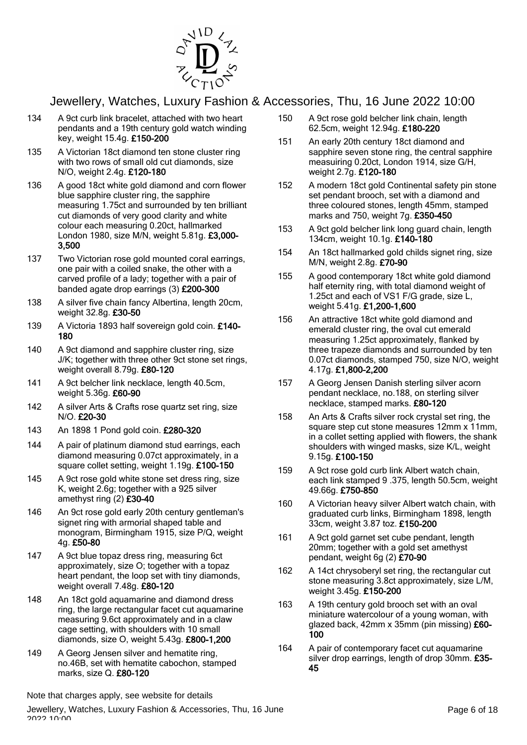134 A 9ct curb link bracelet, attached with two heart pendants and a 19th century gold watch winding key, weight 15.4g. **£150-200**

135 A Victorian 18ct diamond ten stone cluster ring with two rows of small old cut diamonds, size N/O, weight 2.4g. **£120-180**

136 A good 18ct white gold diamond and corn flower blue sapphire cluster ring, the sapphire measuring 1.75ct and surrounded by ten brilliant cut diamonds of very good clarity and white colour each measuring 0.20ct, hallmarked London 1980, size M/N, weight 5.81g. **£3,000-3,500**

137 Two Victorian rose gold mounted coral earrings, one pair with a coiled snake, the other with a carved profile of a lady; together with a pair of banded agate drop earrings (3) **£200-300**

138 A silver five chain fancy Albertina, length 20cm, weight 32.8g. **£30-50**

139 A Victoria 1893 half sovereign gold coin. **£140-180**

140 A 9ct diamond and sapphire cluster ring, size J/K; together with three other 9ct stone set rings, weight overall 8.79g. **£80-120**

141 A 9ct belcher link necklace, length 40.5cm, weight 5.36g. **£60-90**

142 A silver Arts & Crafts rose quartz set ring, size N/O. **£20-30**

143 An 1898 1 Pond gold coin. **£280-320**

144 A pair of platinum diamond stud earrings, each diamond measuring 0.07ct approximately, in a square collet setting, weight 1.19g. **£100-150**

145 A 9ct rose gold white stone set dress ring, size K, weight 2.6g; together with a 925 silver amethyst ring (2) **£30-40**

146 An 9ct rose gold early 20th century gentleman's signet ring with armorial shaped table and monogram, Birmingham 1915, size P/Q, weight 4g. **£50-80**

147 A 9ct blue topaz dress ring, measuring 6ct approximately, size O; together with a topaz heart pendant, the loop set with tiny diamonds, weight overall 7.48g. **£80-120**

148 An 18ct gold aquamarine and diamond dress ring, the large rectangular facet cut aquamarine measuring 9.6ct approximately and in a claw cage setting, with shoulders with 10 small diamonds, size O, weight 5.43g. **£800-1,200**

149 A Georg Jensen silver and hematite ring, no.46B, set with hematite cabochon, stamped marks, size Q. **£80-120**

150 A 9ct rose gold belcher link chain, length 62.5cm, weight 12.94g. **£180-220**

151 An early 20th century 18ct diamond and sapphire seven stone ring, the central sapphire measuiring 0.20ct, London 1914, size G/H, weight 2.7g. **£120-180**

152 A modern 18ct gold Continental safety pin stone set pendant brooch, set with a diamond and three coloured stones, length 45mm, stamped marks and 750, weight 7g. **£350-450**

153 A 9ct gold belcher link long guard chain, length 134cm, weight 10.1g. **£140-180**

154 An 18ct hallmarked gold childs signet ring, size M/N, weight 2.8g. **£70-90**

155 A good contemporary 18ct white gold diamond half eternity ring, with total diamond weight of 1.25ct and each of VS1 F/G grade, size L, weight 5.41g. **£1,200-1,600**

156 An attractive 18ct white gold diamond and emerald cluster ring, the oval cut emerald measuring 1.25ct approximately, flanked by three trapeze diamonds and surrounded by ten 0.07ct diamonds, stamped 750, size N/O, weight 4.17g. **£1,800-2,200**

157 A Georg Jensen Danish sterling silver acorn pendant necklace, no.188, on sterling silver necklace, stamped marks. **£80-120**

158 An Arts & Crafts silver rock crystal set ring, the square step cut stone measures 12mm x 11mm, in a collet setting applied with flowers, the shank shoulders with winged masks, size K/L, weight 9.15g. **£100-150**

159 A 9ct rose gold curb link Albert watch chain, each link stamped 9 .375, length 50.5cm, weight 49.66g. **£750-850**

160 A Victorian heavy silver Albert watch chain, with graduated curb links, Birmingham 1898, length 33cm, weight 3.87 toz. **£150-200**

161 A 9ct gold garnet set cube pendant, length 20mm; together with a gold set amethyst pendant, weight 6g (2) **£70-90**

162 A 14ct chrysoberyl set ring, the rectangular cut stone measuring 3.8ct approximately, size L/M, weight 3.45g. **£150-200**

163 A 19th century gold brooch set with an oval miniature watercolour of a young woman, with glazed back, 42mm x 35mm (pin missing) **£60-100**

164 A pair of contemporary facet cut aquamarine silver drop earrings, length of drop 30mm. **£35-45**

Note that charges apply, see website for details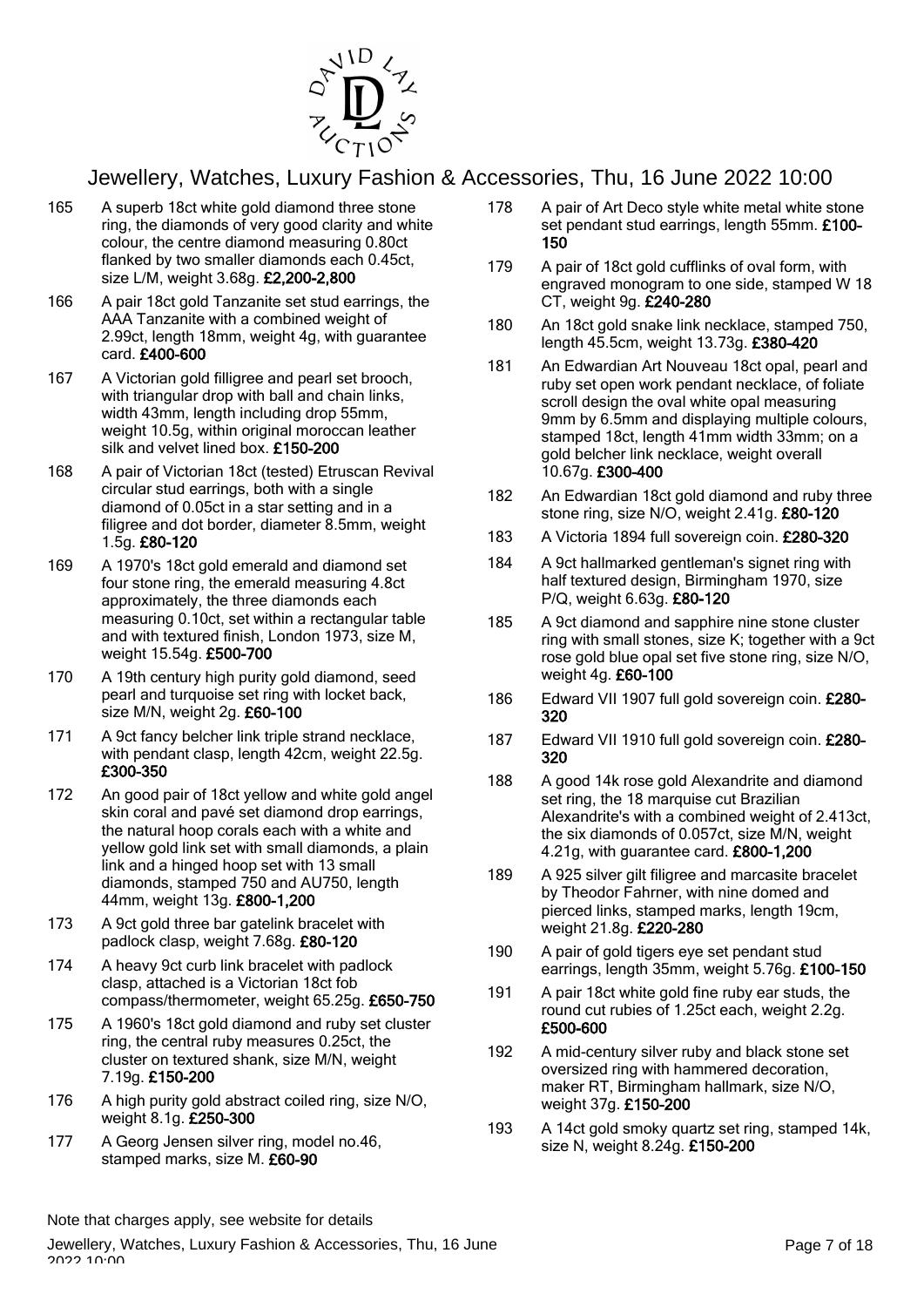165 A superb 18ct white gold diamond three stone ring, the diamonds of very good clarity and white colour, the centre diamond measuring 0.80ct flanked by two smaller diamonds each 0.45ct, size L/M, weight 3.68g. **£2,200-2,800**

166 A pair 18ct gold Tanzanite set stud earrings, the AAA Tanzanite with a combined weight of 2.99ct, length 18mm, weight 4g, with guarantee card. **£400-600**

167 A Victorian gold filligree and pearl set brooch, with triangular drop with ball and chain links, width 43mm, length including drop 55mm, weight 10.5g, within original moroccan leather silk and velvet lined box. **£150-200**

168 A pair of Victorian 18ct (tested) Etruscan Revival circular stud earrings, both with a single diamond of 0.05ct in a star setting and in a filigree and dot border, diameter 8.5mm, weight 1.5g. **£80-120**

169 A 1970's 18ct gold emerald and diamond set four stone ring, the emerald measuring 4.8ct approximately, the three diamonds each measuring 0.10ct, set within a rectangular table and with textured finish, London 1973, size M, weight 15.54g. **£500-700**

170 A 19th century high purity gold diamond, seed pearl and turquoise set ring with locket back, size M/N, weight 2g. **£60-100**

171 A 9ct fancy belcher link triple strand necklace, with pendant clasp, length 42cm, weight 22.5g. **£300-350**

172 An good pair of 18ct yellow and white gold angel skin coral and pavé set diamond drop earrings, the natural hoop corals each with a white and yellow gold link set with small diamonds, a plain link and a hinged hoop set with 13 small diamonds, stamped 750 and AU750, length 44mm, weight 13g. **£800-1,200**

173 A 9ct gold three bar gatelink bracelet with padlock clasp, weight 7.68g. **£80-120**

174 A heavy 9ct curb link bracelet with padlock clasp, attached is a Victorian 18ct fob compass/thermometer, weight 65.25g. **£650-750**

175 A 1960's 18ct gold diamond and ruby set cluster ring, the central ruby measures 0.25ct, the cluster on textured shank, size M/N, weight 7.19g. **£150-200**

176 A high purity gold abstract coiled ring, size N/O, weight 8.1g. **£250-300**

177 A Georg Jensen silver ring, model no.46, stamped marks, size M. **£60-90**

178 A pair of Art Deco style white metal white stone set pendant stud earrings, length 55mm. **£100-150**

179 A pair of 18ct gold cufflinks of oval form, with engraved monogram to one side, stamped W 18 CT, weight 9g. **£240-280**

180 An 18ct gold snake link necklace, stamped 750, length 45.5cm, weight 13.73g. **£380-420**

181 An Edwardian Art Nouveau 18ct opal, pearl and ruby set open work pendant necklace, of foliate scroll design the oval white opal measuring 9mm by 6.5mm and displaying multiple colours, stamped 18ct, length 41mm width 33mm; on a gold belcher link necklace, weight overall 10.67g. **£300-400**

182 An Edwardian 18ct gold diamond and ruby three stone ring, size N/O, weight 2.41g. **£80-120**

183 A Victoria 1894 full sovereign coin. **£280-320**

184 A 9ct hallmarked gentleman's signet ring with half textured design, Birmingham 1970, size P/Q, weight 6.63g. **£80-120**

185 A 9ct diamond and sapphire nine stone cluster ring with small stones, size K; together with a 9ct rose gold blue opal set five stone ring, size N/O, weight 4g. **£60-100**

186 Edward VII 1907 full gold sovereign coin. **£280-320**

187 Edward VII 1910 full gold sovereign coin. **£280-320**

188 A good 14k rose gold Alexandrite and diamond set ring, the 18 marquise cut Brazilian Alexandrite's with a combined weight of 2.413ct, the six diamonds of 0.057ct, size M/N, weight 4.21g, with guarantee card. **£800-1,200**

189 A 925 silver gilt filigree and marcasite bracelet by Theodor Fahrner, with nine domed and pierced links, stamped marks, length 19cm, weight 21.8g. **£220-280**

190 A pair of gold tigers eye set pendant stud earrings, length 35mm, weight 5.76g. **£100-150**

191 A pair 18ct white gold fine ruby ear studs, the round cut rubies of 1.25ct each, weight 2.2g. **£500-600**

192 A mid-century silver ruby and black stone set oversized ring with hammered decoration, maker RT, Birmingham hallmark, size N/O, weight 37g. **£150-200**

193 A 14ct gold smoky quartz set ring, stamped 14k, size N, weight 8.24g. **£150-200**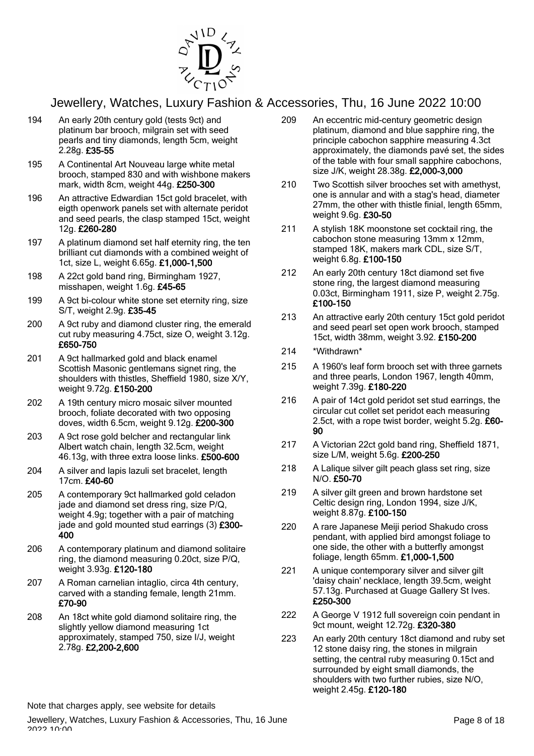# Jewellery, Watches, Luxury Fashion & Accessories, Thu, 16 June 2022 10:00

194 An early 20th century gold (tests 9ct) and platinum bar brooch, milgrain set with seed pearls and tiny diamonds, length 5cm, weight 2.28g. **£35-55**

195 A Continental Art Nouveau large white metal brooch, stamped 830 and with wishbone makers mark, width 8cm, weight 44g. **£250-300**

196 An attractive Edwardian 15ct gold bracelet, with eigth openwork panels set with alternate peridot and seed pearls, the clasp stamped 15ct, weight 12g. **£260-280**

197 A platinum diamond set half eternity ring, the ten brilliant cut diamonds with a combined weight of 1ct, size L, weight 6.65g. **£1,000-1,500**

198 A 22ct gold band ring, Birmingham 1927, misshapen, weight 1.6g. **£45-65**

199 A 9ct bi-colour white stone set eternity ring, size S/T, weight 2.9g. **£35-45**

200 A 9ct ruby and diamond cluster ring, the emerald cut ruby measuring 4.75ct, size O, weight 3.12g. **£650-750**

201 A 9ct hallmarked gold and black enamel Scottish Masonic gentlemans signet ring, the shoulders with thistles, Sheffield 1980, size X/Y, weight 9.72g. **£150-200**

202 A 19th century micro mosaic silver mounted brooch, foliate decorated with two opposing doves, width 6.5cm, weight 9.12g. **£200-300**

203 A 9ct rose gold belcher and rectangular link Albert watch chain, length 32.5cm, weight 46.13g, with three extra loose links. **£500-600**

204 A silver and lapis lazuli set bracelet, length 17cm. **£40-60**

205 A contemporary 9ct hallmarked gold celadon jade and diamond set dress ring, size P/Q, weight 4.9g; together with a pair of matching jade and gold mounted stud earrings (3) **£300-400**

206 A contemporary platinum and diamond solitaire ring, the diamond measuring 0.20ct, size P/Q, weight 3.93g. **£120-180**

207 A Roman carnelian intaglio, circa 4th century, carved with a standing female, length 21mm. **£70-90**

208 An 18ct white gold diamond solitaire ring, the slightly yellow diamond measuring 1ct approximately, stamped 750, size I/J, weight 2.78g. **£2,200-2,600**

209 An eccentric mid-century geometric design platinum, diamond and blue sapphire ring, the principle cabochon sapphire measuring 4.3ct approximately, the diamonds pavé set, the sides of the table with four small sapphire cabochons, size J/K, weight 28.38g. **£2,000-3,000**

210 Two Scottish silver brooches set with amethyst, one is annular and with a stag's head, diameter 27mm, the other with thistle finial, length 65mm, weight 9.6g. **£30-50**

211 A stylish 18K moonstone set cocktail ring, the cabochon stone measuring 13mm x 12mm, stamped 18K, makers mark CDL, size S/T, weight 6.8g. **£100-150**

212 An early 20th century 18ct diamond set five stone ring, the largest diamond measuring 0.03ct, Birmingham 1911, size P, weight 2.75g. **£100-150**

213 An attractive early 20th century 15ct gold peridot and seed pearl set open work brooch, stamped 15ct, width 38mm, weight 3.92. **£150-200**

214 *Withdrawn*

215 A 1960's leaf form brooch set with three garnets and three pearls, London 1967, length 40mm, weight 7.39g. **£180-220**

216 A pair of 14ct gold peridot set stud earrings, the circular cut collet set peridot each measuring 2.5ct, with a rope twist border, weight 5.2g. **£60-90**

217 A Victorian 22ct gold band ring, Sheffield 1871, size L/M, weight 5.6g. **£200-250**

218 A Lalique silver gilt peach glass set ring, size N/O. **£50-70**

219 A silver gilt green and brown hardstone set Celtic design ring, London 1994, size J/K, weight 8.87g. **£100-150**

220 A rare Japanese Meiji period Shakudo cross pendant, with applied bird amongst foliage to one side, the other with a butterfly amongst foliage, length 65mm. **£1,000-1,500**

221 A unique contemporary silver and silver gilt 'daisy chain' necklace, length 39.5cm, weight 57.13g. Purchased at Guage Gallery St Ives. **£250-300**

222 A George V 1912 full sovereign coin pendant in 9ct mount, weight 12.72g. **£320-380**

223 An early 20th century 18ct diamond and ruby set 12 stone daisy ring, the stones in milgrain setting, the central ruby measuring 0.15ct and surrounded by eight small diamonds, the shoulders with two further rubies, size N/O, weight 2.45g. **£120-180**

Note that charges apply, see website for details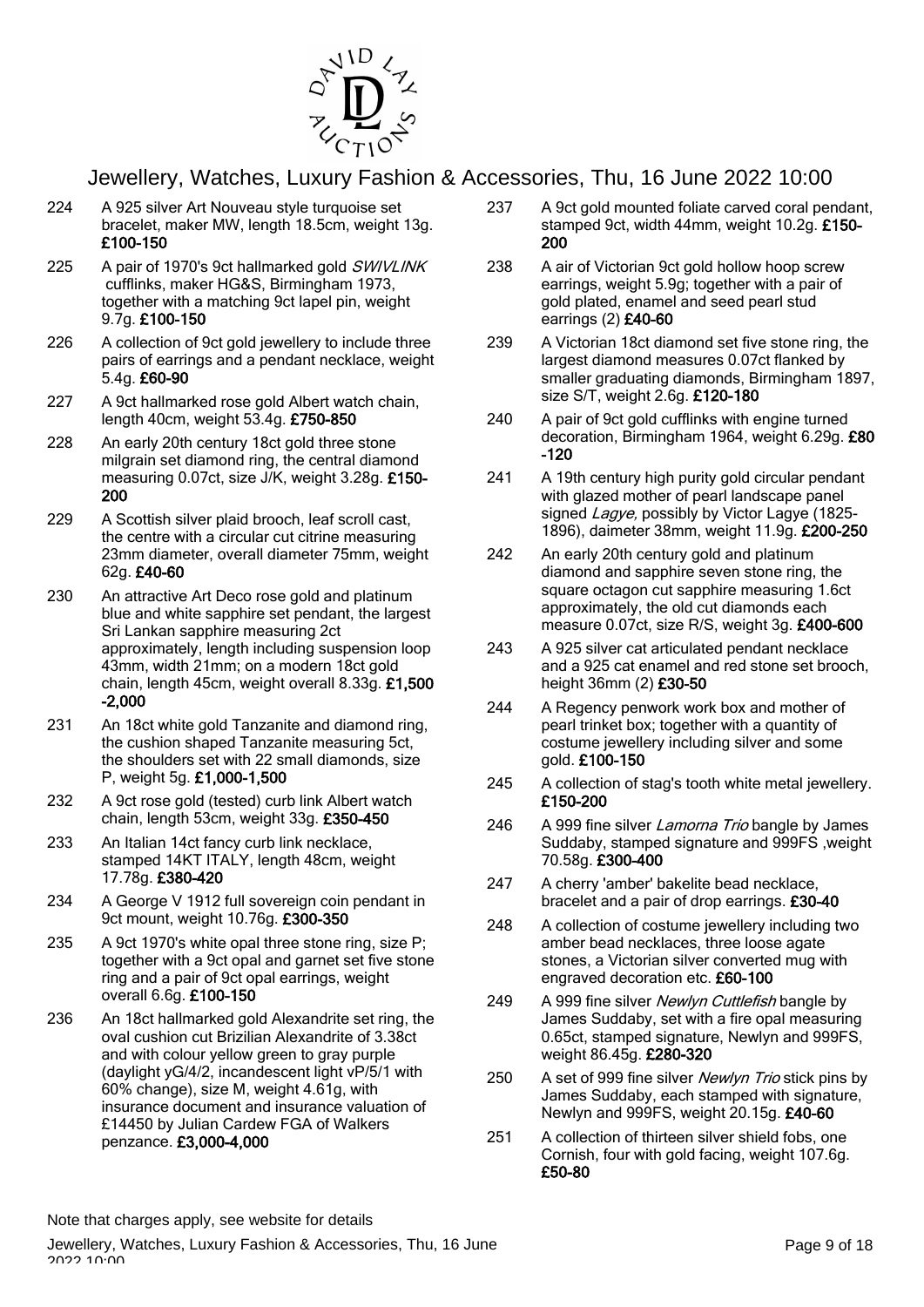# Jewellery, Watches, Luxury Fashion & Accessories, Thu, 16 June 2022 10:00

224 A 925 silver Art Nouveau style turquoise set bracelet, maker MW, length 18.5cm, weight 13g. **£100-150**

225 A pair of 1970's 9ct hallmarked gold *SWIVLINK* cufflinks, maker HG&S, Birmingham 1973, together with a matching 9ct lapel pin, weight 9.7g. **£100-150**

226 A collection of 9ct gold jewellery to include three pairs of earrings and a pendant necklace, weight 5.4g. **£60-90**

227 A 9ct hallmarked rose gold Albert watch chain, length 40cm, weight 53.4g. **£750-850**

228 An early 20th century 18ct gold three stone milgrain set diamond ring, the central diamond measuring 0.07ct, size J/K, weight 3.28g. **£150-200**

229 A Scottish silver plaid brooch, leaf scroll cast, the centre with a circular cut citrine measuring 23mm diameter, overall diameter 75mm, weight 62g. **£40-60**

230 An attractive Art Deco rose gold and platinum blue and white sapphire set pendant, the largest Sri Lankan sapphire measuring 2ct approximately, length including suspension loop 43mm, width 21mm; on a modern 18ct gold chain, length 45cm, weight overall 8.33g. **£1,500-2,000**

231 An 18ct white gold Tanzanite and diamond ring, the cushion shaped Tanzanite measuring 5ct, the shoulders set with 22 small diamonds, size P, weight 5g. **£1,000-1,500**

232 A 9ct rose gold (tested) curb link Albert watch chain, length 53cm, weight 33g. **£350-450**

233 An Italian 14ct fancy curb link necklace, stamped 14KT ITALY, length 48cm, weight 17.78g. **£380-420**

234 A George V 1912 full sovereign coin pendant in 9ct mount, weight 10.76g. **£300-350**

235 A 9ct 1970's white opal three stone ring, size P; together with a 9ct opal and garnet set five stone ring and a pair of 9ct opal earrings, weight overall 6.6g. **£100-150**

236 An 18ct hallmarked gold Alexandrite set ring, the oval cushion cut Brizilian Alexandrite of 3.38ct and with colour yellow green to gray purple (daylight yG/4/2, incandescent light vP/5/1 with 60% change), size M, weight 4.61g, with insurance document and insurance valuation of £14450 by Julian Cardew FGA of Walkers penzance. **£3,000-4,000**

237 A 9ct gold mounted foliate carved coral pendant, stamped 9ct, width 44mm, weight 10.2g. **£150-200**

238 A air of Victorian 9ct gold hollow hoop screw earrings, weight 5.9g; together with a pair of gold plated, enamel and seed pearl stud earrings (2) **£40-60**

239 A Victorian 18ct diamond set five stone ring, the largest diamond measures 0.07ct flanked by smaller graduating diamonds, Birmingham 1897, size S/T, weight 2.6g. **£120-180**

240 A pair of 9ct gold cufflinks with engine turned decoration, Birmingham 1964, weight 6.29g. **£80-120**

241 A 19th century high purity gold circular pendant with glazed mother of pearl landscape panel signed *Lagye,* possibly by Victor Lagye (1825-1896), daimeter 38mm, weight 11.9g. **£200-250**

242 An early 20th century gold and platinum diamond and sapphire seven stone ring, the square octagon cut sapphire measuring 1.6ct approximately, the old cut diamonds each measure 0.07ct, size R/S, weight 3g. **£400-600**

243 A 925 silver cat articulated pendant necklace and a 925 cat enamel and red stone set brooch, height 36mm (2) **£30-50**

244 A Regency penwork work box and mother of pearl trinket box; together with a quantity of costume jewellery including silver and some gold. **£100-150**

245 A collection of stag's tooth white metal jewellery. **£150-200**

246 A 999 fine silver *Lamorna Trio* bangle by James Suddaby, stamped signature and 999FS ,weight 70.58g. **£300-400**

247 A cherry 'amber' bakelite bead necklace, bracelet and a pair of drop earrings. **£30-40**

248 A collection of costume jewellery including two amber bead necklaces, three loose agate stones, a Victorian silver converted mug with engraved decoration etc. **£60-100**

249 A 999 fine silver *Newlyn Cuttlefish* bangle by James Suddaby, set with a fire opal measuring 0.65ct, stamped signature, Newlyn and 999FS, weight 86.45g. **£280-320**

250 A set of 999 fine silver *Newlyn Trio* stick pins by James Suddaby, each stamped with signature, Newlyn and 999FS, weight 20.15g. **£40-60**

251 A collection of thirteen silver shield fobs, one Cornish, four with gold facing, weight 107.6g. **£50-80**

Note that charges apply, see website for details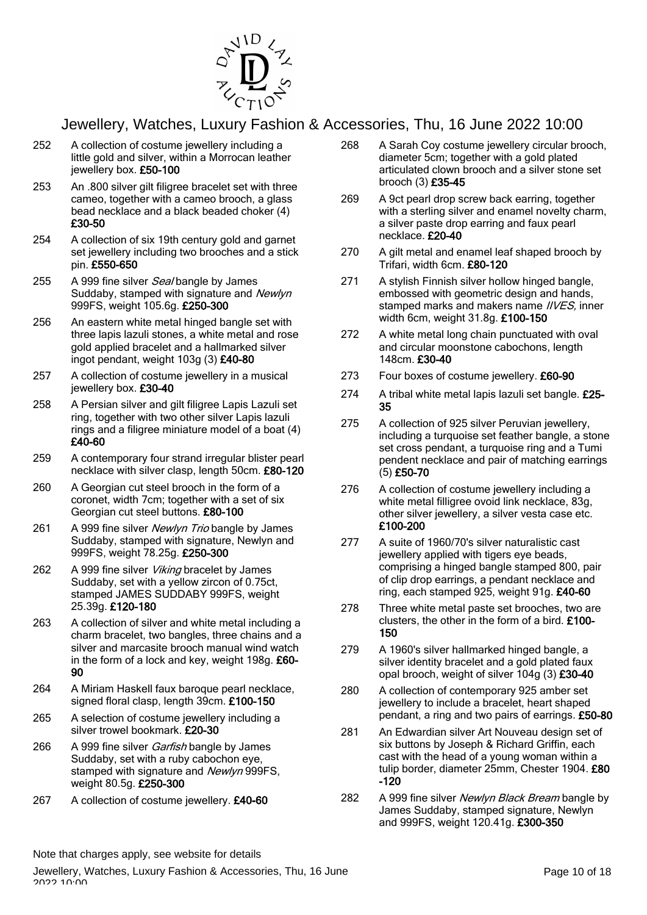# Jewellery, Watches, Luxury Fashion & Accessories, Thu, 16 June 2022 10:00

252 A collection of costume jewellery including a little gold and silver, within a Morrocan leather jewellery box. **£50-100**

253 An .800 silver gilt filigree bracelet set with three cameo, together with a cameo brooch, a glass bead necklace and a black beaded choker (4) **£30-50**

254 A collection of six 19th century gold and garnet set jewellery including two brooches and a stick pin. **£550-650**

255 A 999 fine silver *Seal* bangle by James Suddaby, stamped with signature and *Newlyn* 999FS, weight 105.6g. **£250-300**

256 An eastern white metal hinged bangle set with three lapis lazuli stones, a white metal and rose gold applied bracelet and a hallmarked silver ingot pendant, weight 103g (3) **£40-80**

257 A collection of costume jewellery in a musical jewellery box. **£30-40**

258 A Persian silver and gilt filigree Lapis Lazuli set ring, together with two other silver Lapis lazuli rings and a filigree miniature model of a boat (4) **£40-60**

259 A contemporary four strand irregular blister pearl necklace with silver clasp, length 50cm. **£80-120**

260 A Georgian cut steel brooch in the form of a coronet, width 7cm; together with a set of six Georgian cut steel buttons. **£80-100**

261 A 999 fine silver *Newlyn Trio* bangle by James Suddaby, stamped with signature, Newlyn and 999FS, weight 78.25g. **£250-300**

262 A 999 fine silver *Viking* bracelet by James Suddaby, set with a yellow zircon of 0.75ct, stamped JAMES SUDDABY 999FS, weight 25.39g. **£120-180**

263 A collection of silver and white metal including a charm bracelet, two bangles, three chains and a silver and marcasite brooch manual wind watch in the form of a lock and key, weight 198g. **£60-90**

264 A Miriam Haskell faux baroque pearl necklace, signed floral clasp, length 39cm. **£100-150**

265 A selection of costume jewellery including a silver trowel bookmark. **£20-30**

266 A 999 fine silver *Garfish* bangle by James Suddaby, set with a ruby cabochon eye, stamped with signature and *Newlyn* 999FS, weight 80.5g. **£250-300**

267 A collection of costume jewellery. **£40-60**

268 A Sarah Coy costume jewellery circular brooch, diameter 5cm; together with a gold plated articulated clown brooch and a silver stone set brooch (3) **£35-45**

269 A 9ct pearl drop screw back earring, together with a sterling silver and enamel novelty charm, a silver paste drop earring and faux pearl necklace. **£20-40**

270 A gilt metal and enamel leaf shaped brooch by Trifari, width 6cm. **£80-120**

271 A stylish Finnish silver hollow hinged bangle, embossed with geometric design and hands, stamped marks and makers name *IIVES,* inner width 6cm, weight 31.8g. **£100-150**

272 A white metal long chain punctuated with oval and circular moonstone cabochons, length 148cm. **£30-40**

273 Four boxes of costume jewellery. **£60-90**

274 A tribal white metal lapis lazuli set bangle. **£25-35**

275 A collection of 925 silver Peruvian jewellery, including a turquoise set feather bangle, a stone set cross pendant, a turquoise ring and a Tumi pendent necklace and pair of matching earrings (5) **£50-70**

276 A collection of costume jewellery including a white metal filligree ovoid link necklace, 83g, other silver jewellery, a silver vesta case etc. **£100-200**

277 A suite of 1960/70's silver naturalistic cast jewellery applied with tigers eye beads, comprising a hinged bangle stamped 800, pair of clip drop earrings, a pendant necklace and ring, each stamped 925, weight 91g. **£40-60**

278 Three white metal paste set brooches, two are clusters, the other in the form of a bird. **£100-150**

279 A 1960's silver hallmarked hinged bangle, a silver identity bracelet and a gold plated faux opal brooch, weight of silver 104g (3) **£30-40**

280 A collection of contemporary 925 amber set jewellery to include a bracelet, heart shaped pendant, a ring and two pairs of earrings. **£50-80**

281 An Edwardian silver Art Nouveau design set of six buttons by Joseph & Richard Griffin, each cast with the head of a young woman within a tulip border, diameter 25mm, Chester 1904. **£80-120**

282 A 999 fine silver *Newlyn Black Bream* bangle by James Suddaby, stamped signature, Newlyn and 999FS, weight 120.41g. **£300-350**

Note that charges apply, see website for details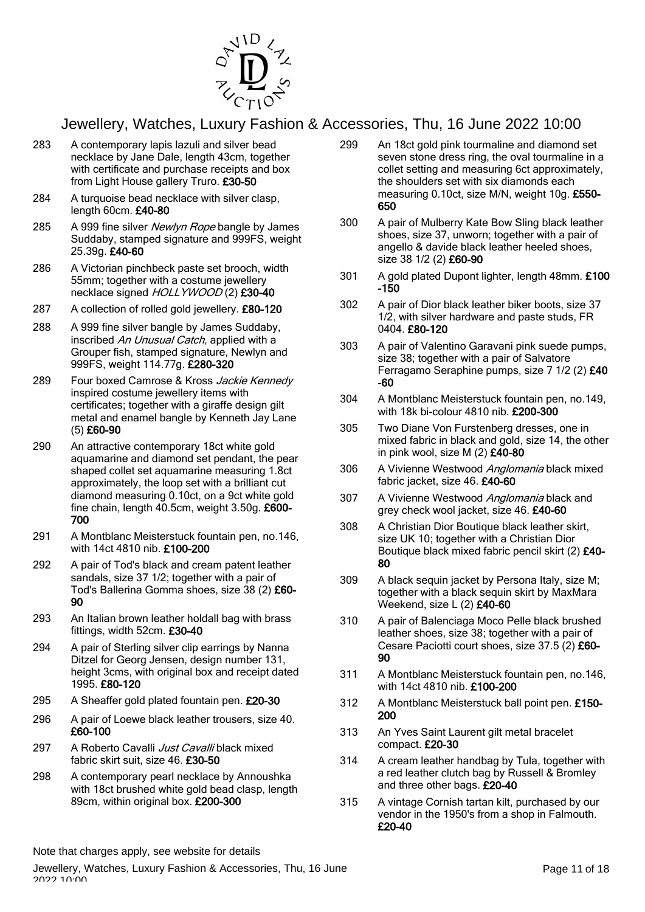# Jewellery, Watches, Luxury Fashion & Accessories, Thu, 16 June 2022 10:00

283 A contemporary lapis lazuli and silver bead necklace by Jane Dale, length 43cm, together with certificate and purchase receipts and box from Light House gallery Truro. **£30-50**

284 A turquoise bead necklace with silver clasp, length 60cm. **£40-80**

285 A 999 fine silver *Newlyn Rope* bangle by James Suddaby, stamped signature and 999FS, weight 25.39g. **£40-60**

286 A Victorian pinchbeck paste set brooch, width 55mm; together with a costume jewellery necklace signed *HOLLYWOOD* (2) **£30-40**

287 A collection of rolled gold jewellery. **£80-120**

288 A 999 fine silver bangle by James Suddaby, inscribed *An Unusual Catch,* applied with a Grouper fish, stamped signature, Newlyn and 999FS, weight 114.77g. **£280-320**

289 Four boxed Camrose & Kross *Jackie Kennedy* inspired costume jewellery items with certificates; together with a giraffe design gilt metal and enamel bangle by Kenneth Jay Lane (5) **£60-90**

290 An attractive contemporary 18ct white gold aquamarine and diamond set pendant, the pear shaped collet set aquamarine measuring 1.8ct approximately, the loop set with a brilliant cut diamond measuring 0.10ct, on a 9ct white gold fine chain, length 40.5cm, weight 3.50g. **£600-700**

291 A Montblanc Meisterstuck fountain pen, no.146, with 14ct 4810 nib. **£100-200**

292 A pair of Tod's black and cream patent leather sandals, size 37 1/2; together with a pair of Tod's Ballerina Gomma shoes, size 38 (2) **£60-90**

293 An Italian brown leather holdall bag with brass fittings, width 52cm. **£30-40**

294 A pair of Sterling silver clip earrings by Nanna Ditzel for Georg Jensen, design number 131, height 3cms, with original box and receipt dated 1995. **£80-120**

295 A Sheaffer gold plated fountain pen. **£20-30**

296 A pair of Loewe black leather trousers, size 40. **£60-100**

297 A Roberto Cavalli *Just Cavalli* black mixed fabric skirt suit, size 46. **£30-50**

298 A contemporary pearl necklace by Annoushka with 18ct brushed white gold bead clasp, length 89cm, within original box. **£200-300**

299 An 18ct gold pink tourmaline and diamond set seven stone dress ring, the oval tourmaline in a collet setting and measuring 6ct approximately, the shoulders set with six diamonds each measuring 0.10ct, size M/N, weight 10g. **£550-650**

300 A pair of Mulberry Kate Bow Sling black leather shoes, size 37, unworn; together with a pair of angello & davide black leather heeled shoes, size 38 1/2 (2) **£60-90**

301 A gold plated Dupont lighter, length 48mm. **£100-150**

302 A pair of Dior black leather biker boots, size 37 1/2, with silver hardware and paste studs, FR 0404. **£80-120**

303 A pair of Valentino Garavani pink suede pumps, size 38; together with a pair of Salvatore Ferragamo Seraphine pumps, size 7 1/2 (2) **£40-60**

304 A Montblanc Meisterstuck fountain pen, no.149, with 18k bi-colour 4810 nib. **£200-300**

305 Two Diane Von Furstenberg dresses, one in mixed fabric in black and gold, size 14, the other in pink wool, size M (2) **£40-80**

306 A Vivienne Westwood *Anglomania* black mixed fabric jacket, size 46. **£40-60**

307 A Vivienne Westwood *Anglomania* black and grey check wool jacket, size 46. **£40-60**

308 A Christian Dior Boutique black leather skirt, size UK 10; together with a Christian Dior Boutique black mixed fabric pencil skirt (2) **£40-80**

309 A black sequin jacket by Persona Italy, size M; together with a black sequin skirt by MaxMara Weekend, size L (2) **£40-60**

310 A pair of Balenciaga Moco Pelle black brushed leather shoes, size 38; together with a pair of Cesare Paciotti court shoes, size 37.5 (2) **£60-90**

311 A Montblanc Meisterstuck fountain pen, no.146, with 14ct 4810 nib. **£100-200**

312 A Montblanc Meisterstuck ball point pen. **£150-200**

313 An Yves Saint Laurent gilt metal bracelet compact. **£20-30**

314 A cream leather handbag by Tula, together with a red leather clutch bag by Russell & Bromley and three other bags. **£20-40**

315 A vintage Cornish tartan kilt, purchased by our vendor in the 1950's from a shop in Falmouth. **£20-40**

Note that charges apply, see website for details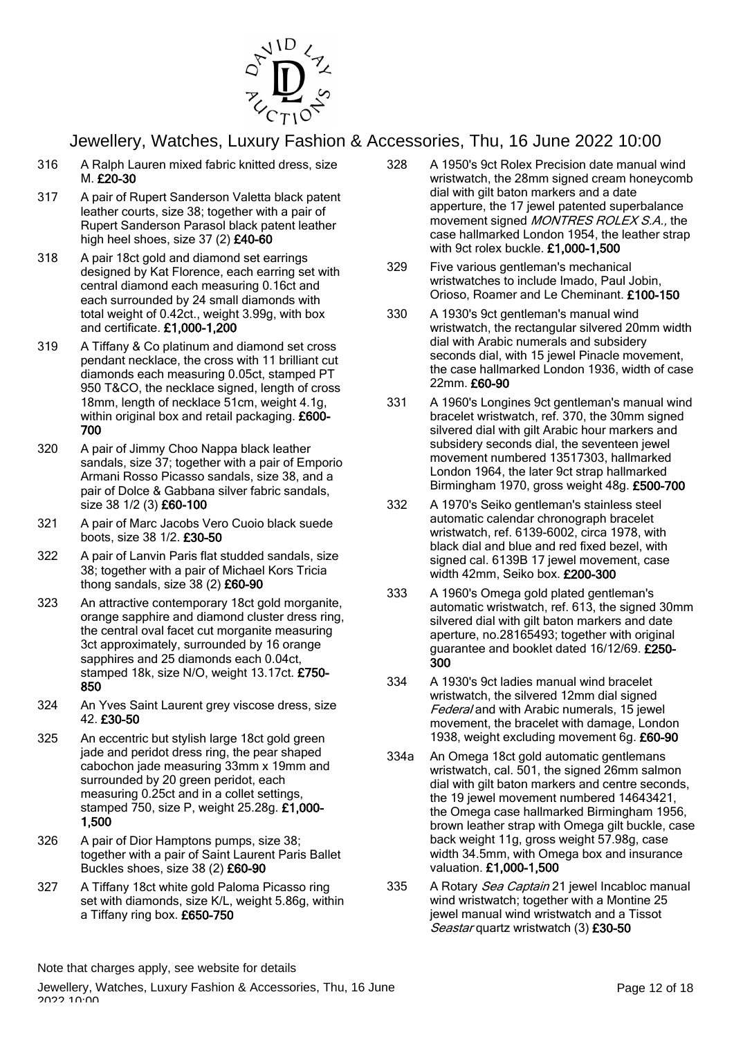316 A Ralph Lauren mixed fabric knitted dress, size M. **£20-30**

317 A pair of Rupert Sanderson Valetta black patent leather courts, size 38; together with a pair of Rupert Sanderson Parasol black patent leather high heel shoes, size 37 (2) **£40-60**

318 A pair 18ct gold and diamond set earrings designed by Kat Florence, each earring set with central diamond each measuring 0.16ct and each surrounded by 24 small diamonds with total weight of 0.42ct., weight 3.99g, with box and certificate. **£1,000-1,200**

319 A Tiffany & Co platinum and diamond set cross pendant necklace, the cross with 11 brilliant cut diamonds each measuring 0.05ct, stamped PT 950 T&CO, the necklace signed, length of cross 18mm, length of necklace 51cm, weight 4.1g, within original box and retail packaging. **£600-700**

320 A pair of Jimmy Choo Nappa black leather sandals, size 37; together with a pair of Emporio Armani Rosso Picasso sandals, size 38, and a pair of Dolce & Gabbana silver fabric sandals, size 38 1/2 (3) **£60-100**

321 A pair of Marc Jacobs Vero Cuoio black suede boots, size 38 1/2. **£30-50**

322 A pair of Lanvin Paris flat studded sandals, size 38; together with a pair of Michael Kors Tricia thong sandals, size 38 (2) **£60-90**

323 An attractive contemporary 18ct gold morganite, orange sapphire and diamond cluster dress ring, the central oval facet cut morganite measuring 3ct approximately, surrounded by 16 orange sapphires and 25 diamonds each 0.04ct, stamped 18k, size N/O, weight 13.17ct. **£750-850**

324 An Yves Saint Laurent grey viscose dress, size 42. **£30-50**

325 An eccentric but stylish large 18ct gold green jade and peridot dress ring, the pear shaped cabochon jade measuring 33mm x 19mm and surrounded by 20 green peridot, each measuring 0.25ct and in a collet settings, stamped 750, size P, weight 25.28g. **£1,000-1,500**

326 A pair of Dior Hamptons pumps, size 38; together with a pair of Saint Laurent Paris Ballet Buckles shoes, size 38 (2) **£60-90**

327 A Tiffany 18ct white gold Paloma Picasso ring set with diamonds, size K/L, weight 5.86g, within a Tiffany ring box. **£650-750**

328 A 1950's 9ct Rolex Precision date manual wind wristwatch, the 28mm signed cream honeycomb dial with gilt baton markers and a date apperture, the 17 jewel patented superbalance movement signed *MONTRES ROLEX S.A.*, the case hallmarked London 1954, the leather strap with 9ct rolex buckle. **£1,000-1,500**

329 Five various gentleman's mechanical wristwatches to include Imado, Paul Jobin, Orioso, Roamer and Le Cheminant. **£100-150**

330 A 1930's 9ct gentleman's manual wind wristwatch, the rectangular silvered 20mm width dial with Arabic numerals and subsidery seconds dial, with 15 jewel Pinacle movement, the case hallmarked London 1936, width of case 22mm. **£60-90**

331 A 1960's Longines 9ct gentleman's manual wind bracelet wristwatch, ref. 370, the 30mm signed silvered dial with gilt Arabic hour markers and subsidery seconds dial, the seventeen jewel movement numbered 13517303, hallmarked London 1964, the later 9ct strap hallmarked Birmingham 1970, gross weight 48g. **£500-700**

332 A 1970's Seiko gentleman's stainless steel automatic calendar chronograph bracelet wristwatch, ref. 6139-6002, circa 1978, with black dial and blue and red fixed bezel, with signed cal. 6139B 17 jewel movement, case width 42mm, Seiko box. **£200-300**

333 A 1960's Omega gold plated gentleman's automatic wristwatch, ref. 613, the signed 30mm silvered dial with gilt baton markers and date aperture, no.28165493; together with original guarantee and booklet dated 16/12/69. **£250-300**

334 A 1930's 9ct ladies manual wind bracelet wristwatch, the silvered 12mm dial signed *Federal* and with Arabic numerals, 15 jewel movement, the bracelet with damage, London 1938, weight excluding movement 6g. **£60-90**

334a An Omega 18ct gold automatic gentlemans wristwatch, cal. 501, the signed 26mm salmon dial with gilt baton markers and centre seconds, the 19 jewel movement numbered 14643421, the Omega case hallmarked Birmingham 1956, brown leather strap with Omega gilt buckle, case back weight 11g, gross weight 57.98g, case width 34.5mm, with Omega box and insurance valuation. **£1,000-1,500**

335 A Rotary *Sea Captain* 21 jewel Incabloc manual wind wristwatch; together with a Montine 25 jewel manual wind wristwatch and a Tissot *Seastar* quartz wristwatch (3) **£30-50**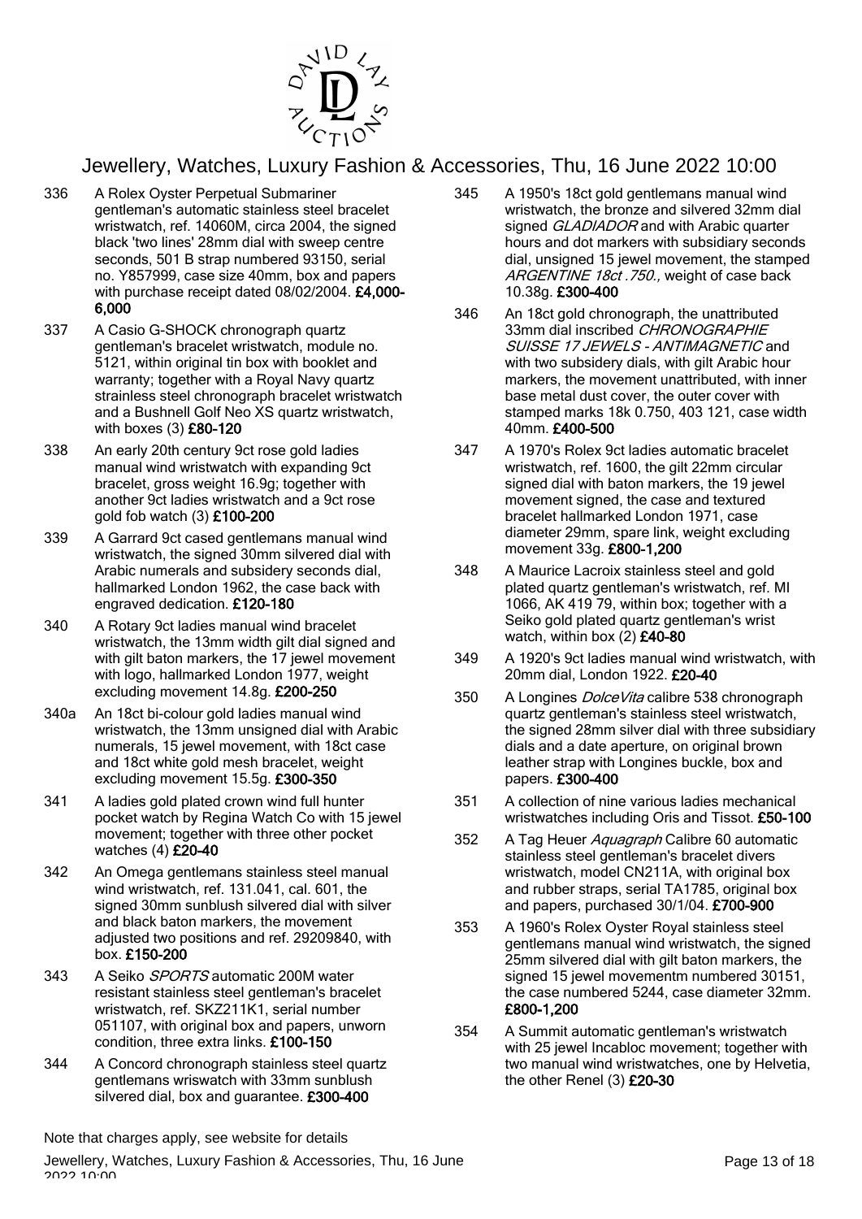336 A Rolex Oyster Perpetual Submariner gentleman's automatic stainless steel bracelet wristwatch, ref. 14060M, circa 2004, the signed black 'two lines' 28mm dial with sweep centre seconds, 501 B strap numbered 93150, serial no. Y857999, case size 40mm, box and papers with purchase receipt dated 08/02/2004. **£4,000-6,000**

337 A Casio G-SHOCK chronograph quartz gentleman's bracelet wristwatch, module no. 5121, within original tin box with booklet and warranty; together with a Royal Navy quartz strainless steel chronograph bracelet wristwatch and a Bushnell Golf Neo XS quartz wristwatch, with boxes (3) **£80-120**

338 An early 20th century 9ct rose gold ladies manual wind wristwatch with expanding 9ct bracelet, gross weight 16.9g; together with another 9ct ladies wristwatch and a 9ct rose gold fob watch (3) **£100-200**

339 A Garrard 9ct cased gentlemans manual wind wristwatch, the signed 30mm silvered dial with Arabic numerals and subsidery seconds dial, hallmarked London 1962, the case back with engraved dedication. **£120-180**

340 A Rotary 9ct ladies manual wind bracelet wristwatch, the 13mm width gilt dial signed and with gilt baton markers, the 17 jewel movement with logo, hallmarked London 1977, weight excluding movement 14.8g. **£200-250**

340a An 18ct bi-colour gold ladies manual wind wristwatch, the 13mm unsigned dial with Arabic numerals, 15 jewel movement, with 18ct case and 18ct white gold mesh bracelet, weight excluding movement 15.5g. **£300-350**

341 A ladies gold plated crown wind full hunter pocket watch by Regina Watch Co with 15 jewel movement; together with three other pocket watches (4) **£20-40**

342 An Omega gentlemans stainless steel manual wind wristwatch, ref. 131.041, cal. 601, the signed 30mm sunblush silvered dial with silver and black baton markers, the movement adjusted two positions and ref. 29209840, with box. **£150-200**

343 A Seiko *SPORTS* automatic 200M water resistant stainless steel gentleman's bracelet wristwatch, ref. SKZ211K1, serial number 051107, with original box and papers, unworn condition, three extra links. **£100-150**

344 A Concord chronograph stainless steel quartz gentlemans wriswatch with 33mm sunblush silvered dial, box and guarantee. **£300-400**

345 A 1950's 18ct gold gentlemans manual wind wristwatch, the bronze and silvered 32mm dial signed *GLADIADOR* and with Arabic quarter hours and dot markers with subsidiary seconds dial, unsigned 15 jewel movement, the stamped *ARGENTINE 18ct .750.,* weight of case back 10.38g. **£300-400**

346 An 18ct gold chronograph, the unattributed 33mm dial inscribed *CHRONOGRAPHIE SUISSE 17 JEWELS - ANTIMAGNETIC* and with two subsidery dials, with gilt Arabic hour markers, the movement unattributed, with inner base metal dust cover, the outer cover with stamped marks 18k 0.750, 403 121, case width 40mm. **£400-500**

347 A 1970's Rolex 9ct ladies automatic bracelet wristwatch, ref. 1600, the gilt 22mm circular signed dial with baton markers, the 19 jewel movement signed, the case and textured bracelet hallmarked London 1971, case diameter 29mm, spare link, weight excluding movement 33g. **£800-1,200**

348 A Maurice Lacroix stainless steel and gold plated quartz gentleman's wristwatch, ref. MI 1066, AK 419 79, within box; together with a Seiko gold plated quartz gentleman's wrist watch, within box (2) **£40-80**

349 A 1920's 9ct ladies manual wind wristwatch, with 20mm dial, London 1922. **£20-40**

350 A Longines *DolceVita* calibre 538 chronograph quartz gentleman's stainless steel wristwatch, the signed 28mm silver dial with three subsidiary dials and a date aperture, on original brown leather strap with Longines buckle, box and papers. **£300-400**

351 A collection of nine various ladies mechanical wristwatches including Oris and Tissot. **£50-100**

352 A Tag Heuer *Aquagraph* Calibre 60 automatic stainless steel gentleman's bracelet divers wristwatch, model CN211A, with original box and rubber straps, serial TA1785, original box and papers, purchased 30/1/04. **£700-900**

353 A 1960's Rolex Oyster Royal stainless steel gentlemans manual wind wristwatch, the signed 25mm silvered dial with gilt baton markers, the signed 15 jewel movementm numbered 30151, the case numbered 5244, case diameter 32mm. **£800-1,200**

354 A Summit automatic gentleman's wristwatch with 25 jewel Incabloc movement; together with two manual wind wristwatches, one by Helvetia, the other Renel (3) **£20-30**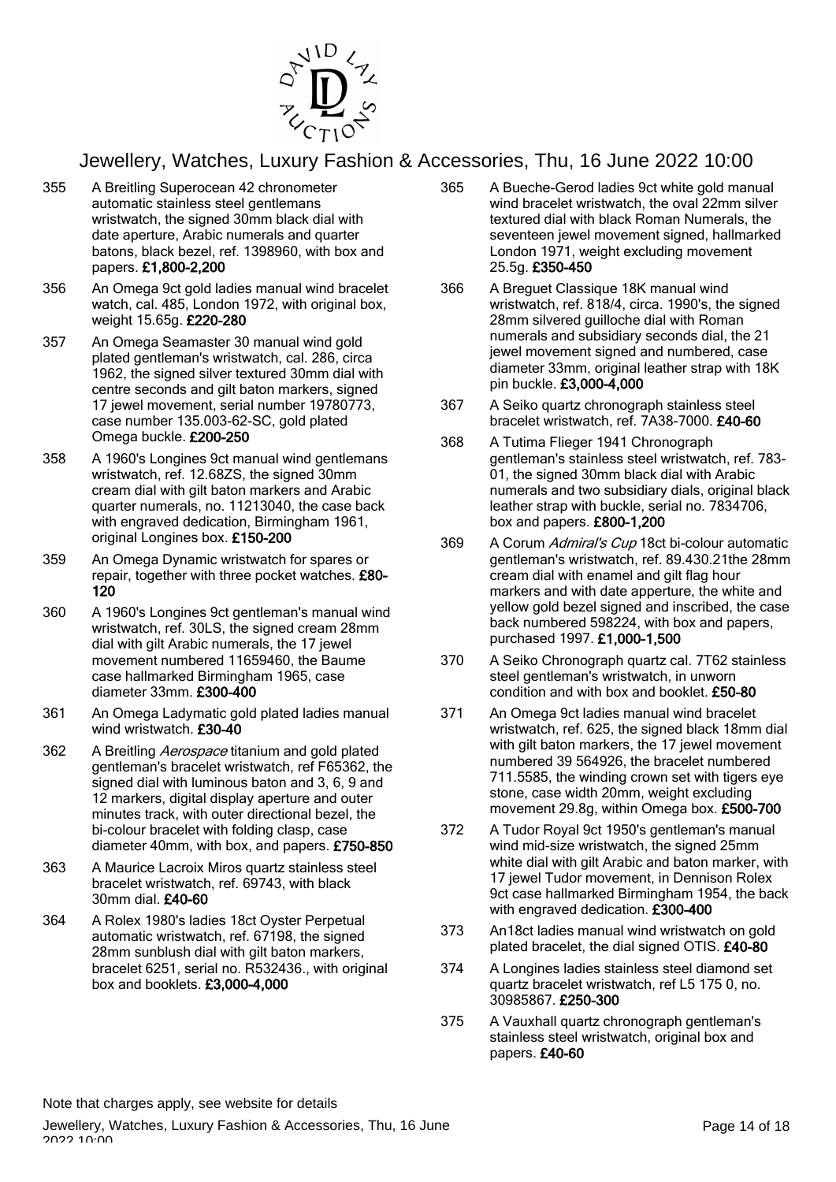# Jewellery, Watches, Luxury Fashion & Accessories, Thu, 16 June 2022 10:00

355 A Breitling Superocean 42 chronometer automatic stainless steel gentlemans wristwatch, the signed 30mm black dial with date aperture, Arabic numerals and quarter batons, black bezel, ref. 1398960, with box and papers. **£1,800-2,200**

356 An Omega 9ct gold ladies manual wind bracelet watch, cal. 485, London 1972, with original box, weight 15.65g. **£220-280**

357 An Omega Seamaster 30 manual wind gold plated gentleman's wristwatch, cal. 286, circa 1962, the signed silver textured 30mm dial with centre seconds and gilt baton markers, signed 17 jewel movement, serial number 19780773, case number 135.003-62-SC, gold plated Omega buckle. **£200-250**

358 A 1960's Longines 9ct manual wind gentlemans wristwatch, ref. 12.68ZS, the signed 30mm cream dial with gilt baton markers and Arabic quarter numerals, no. 11213040, the case back with engraved dedication, Birmingham 1961, original Longines box. **£150-200**

359 An Omega Dynamic wristwatch for spares or repair, together with three pocket watches. **£80-120**

360 A 1960's Longines 9ct gentleman's manual wind wristwatch, ref. 30LS, the signed cream 28mm dial with gilt Arabic numerals, the 17 jewel movement numbered 11659460, the Baume case hallmarked Birmingham 1965, case diameter 33mm. **£300-400**

361 An Omega Ladymatic gold plated ladies manual wind wristwatch. **£30-40**

362 A Breitling *Aerospace* titanium and gold plated gentleman's bracelet wristwatch, ref F65362, the signed dial with luminous baton and 3, 6, 9 and 12 markers, digital display aperture and outer minutes track, with outer directional bezel, the bi-colour bracelet with folding clasp, case diameter 40mm, with box, and papers. **£750-850**

363 A Maurice Lacroix Miros quartz stainless steel bracelet wristwatch, ref. 69743, with black 30mm dial. **£40-60**

364 A Rolex 1980's ladies 18ct Oyster Perpetual automatic wristwatch, ref. 67198, the signed 28mm sunblush dial with gilt baton markers, bracelet 6251, serial no. R532436., with original box and booklets. **£3,000-4,000**

365 A Bueche-Gerod ladies 9ct white gold manual wind bracelet wristwatch, the oval 22mm silver textured dial with black Roman Numerals, the seventeen jewel movement signed, hallmarked London 1971, weight excluding movement 25.5g. **£350-450**

366 A Breguet Classique 18K manual wind wristwatch, ref. 818/4, circa. 1990's, the signed 28mm silvered guilloche dial with Roman numerals and subsidiary seconds dial, the 21 jewel movement signed and numbered, case diameter 33mm, original leather strap with 18K pin buckle. **£3,000-4,000**

367 A Seiko quartz chronograph stainless steel bracelet wristwatch, ref. 7A38-7000. **£40-60**

368 A Tutima Flieger 1941 Chronograph gentleman's stainless steel wristwatch, ref. 783-01, the signed 30mm black dial with Arabic numerals and two subsidiary dials, original black leather strap with buckle, serial no. 7834706, box and papers. **£800-1,200**

369 A Corum *Admiral's Cup* 18ct bi-colour automatic gentleman's wristwatch, ref. 89.430.21the 28mm cream dial with enamel and gilt flag hour markers and with date apperture, the white and yellow gold bezel signed and inscribed, the case back numbered 598224, with box and papers, purchased 1997. **£1,000-1,500**

370 A Seiko Chronograph quartz cal. 7T62 stainless steel gentleman's wristwatch, in unworn condition and with box and booklet. **£50-80**

371 An Omega 9ct ladies manual wind bracelet wristwatch, ref. 625, the signed black 18mm dial with gilt baton markers, the 17 jewel movement numbered 39 564926, the bracelet numbered 711.5585, the winding crown set with tigers eye stone, case width 20mm, weight excluding movement 29.8g, within Omega box. **£500-700**

372 A Tudor Royal 9ct 1950's gentleman's manual wind mid-size wristwatch, the signed 25mm white dial with gilt Arabic and baton marker, with 17 jewel Tudor movement, in Dennison Rolex 9ct case hallmarked Birmingham 1954, the back with engraved dedication. **£300-400**

373 An18ct ladies manual wind wristwatch on gold plated bracelet, the dial signed OTIS. **£40-80**

374 A Longines ladies stainless steel diamond set quartz bracelet wristwatch, ref L5 175 0, no. 30985867. **£250-300**

375 A Vauxhall quartz chronograph gentleman's stainless steel wristwatch, original box and papers. **£40-60**

Note that charges apply, see website for details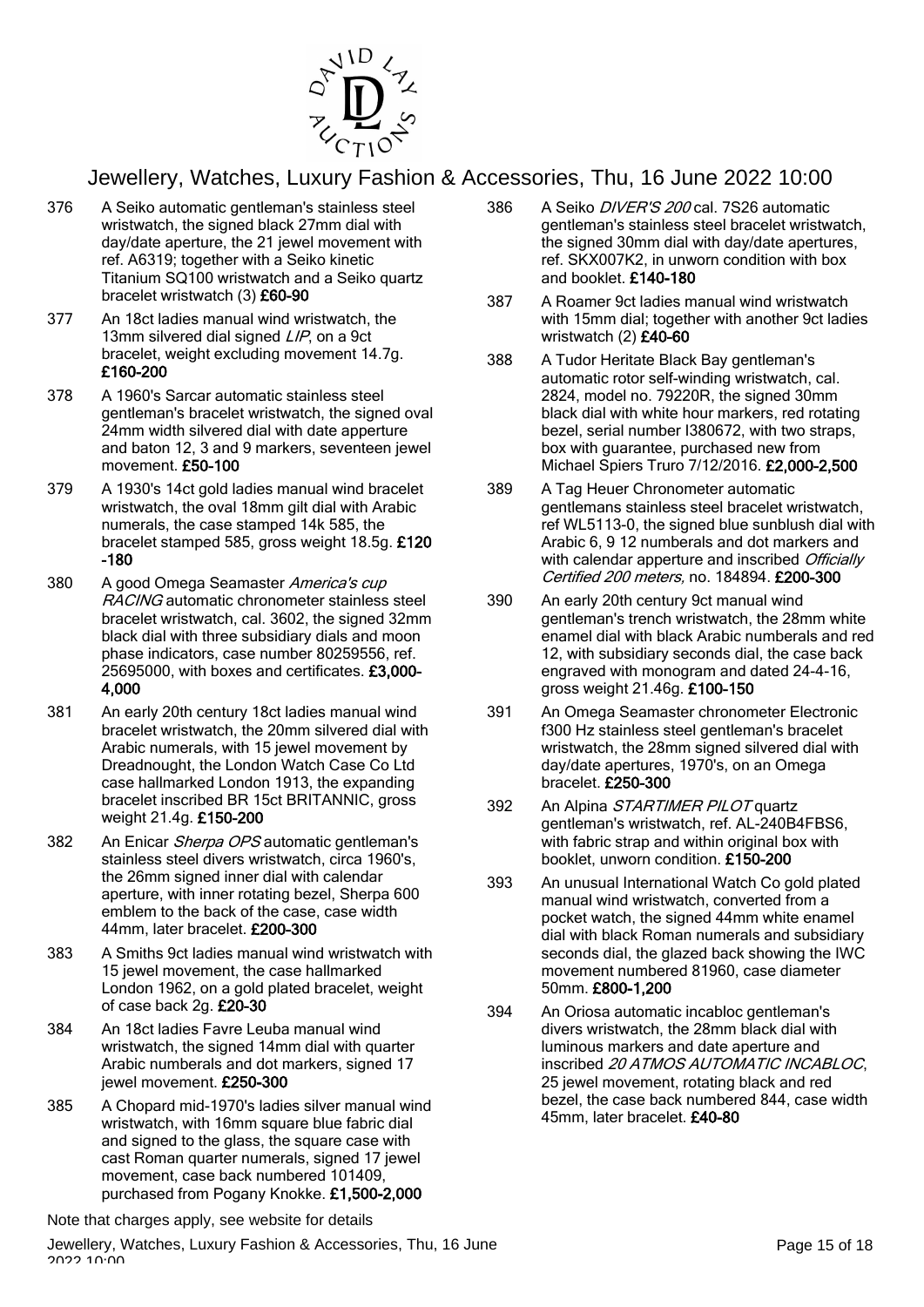# Jewellery, Watches, Luxury Fashion & Accessories, Thu, 16 June 2022 10:00

376 A Seiko automatic gentleman's stainless steel wristwatch, the signed black 27mm dial with day/date aperture, the 21 jewel movement with ref. A6319; together with a Seiko kinetic Titanium SQ100 wristwatch and a Seiko quartz bracelet wristwatch (3) **£60-90**

377 An 18ct ladies manual wind wristwatch, the 13mm silvered dial signed *LIP*, on a 9ct bracelet, weight excluding movement 14.7g. **£160-200**

378 A 1960's Sarcar automatic stainless steel gentleman's bracelet wristwatch, the signed oval 24mm width silvered dial with date apperture and baton 12, 3 and 9 markers, seventeen jewel movement. **£50-100**

379 A 1930's 14ct gold ladies manual wind bracelet wristwatch, the oval 18mm gilt dial with Arabic numerals, the case stamped 14k 585, the bracelet stamped 585, gross weight 18.5g. **£120 -180**

380 A good Omega Seamaster *America's cup RACING* automatic chronometer stainless steel bracelet wristwatch, cal. 3602, the signed 32mm black dial with three subsidiary dials and moon phase indicators, case number 80259556, ref. 25695000, with boxes and certificates. **£3,000-4,000**

381 An early 20th century 18ct ladies manual wind bracelet wristwatch, the 20mm silvered dial with Arabic numerals, with 15 jewel movement by Dreadnought, the London Watch Case Co Ltd case hallmarked London 1913, the expanding bracelet inscribed BR 15ct BRITANNIC, gross weight 21.4g. **£150-200**

382 An Enicar *Sherpa OPS* automatic gentleman's stainless steel divers wristwatch, circa 1960's, the 26mm signed inner dial with calendar aperture, with inner rotating bezel, Sherpa 600 emblem to the back of the case, case width 44mm, later bracelet. **£200-300**

383 A Smiths 9ct ladies manual wind wristwatch with 15 jewel movement, the case hallmarked London 1962, on a gold plated bracelet, weight of case back 2g. **£20-30**

384 An 18ct ladies Favre Leuba manual wind wristwatch, the signed 14mm dial with quarter Arabic numberals and dot markers, signed 17 jewel movement. **£250-300**

385 A Chopard mid-1970's ladies silver manual wind wristwatch, with 16mm square blue fabric dial and signed to the glass, the square case with cast Roman quarter numerals, signed 17 jewel movement, case back numbered 101409, purchased from Pogany Knokke. **£1,500-2,000**

386 A Seiko *DIVER'S 200* cal. 7S26 automatic gentleman's stainless steel bracelet wristwatch, the signed 30mm dial with day/date apertures, ref. SKX007K2, in unworn condition with box and booklet. **£140-180**

387 A Roamer 9ct ladies manual wind wristwatch with 15mm dial; together with another 9ct ladies wristwatch (2) **£40-60**

388 A Tudor Heritate Black Bay gentleman's automatic rotor self-winding wristwatch, cal. 2824, model no. 79220R, the signed 30mm black dial with white hour markers, red rotating bezel, serial number I380672, with two straps, box with guarantee, purchased new from Michael Spiers Truro 7/12/2016. **£2,000-2,500**

389 A Tag Heuer Chronometer automatic gentlemans stainless steel bracelet wristwatch, ref WL5113-0, the signed blue sunblush dial with Arabic 6, 9 12 numberals and dot markers and with calendar apperture and inscribed *Officially Certified 200 meters,* no. 184894. **£200-300**

390 An early 20th century 9ct manual wind gentleman's trench wristwatch, the 28mm white enamel dial with black Arabic numberals and red 12, with subsidiary seconds dial, the case back engraved with monogram and dated 24-4-16, gross weight 21.46g. **£100-150**

391 An Omega Seamaster chronometer Electronic f300 Hz stainless steel gentleman's bracelet wristwatch, the 28mm signed silvered dial with day/date apertures, 1970's, on an Omega bracelet. **£250-300**

392 An Alpina *STARTIMER PILOT* quartz gentleman's wristwatch, ref. AL-240B4FBS6, with fabric strap and within original box with booklet, unworn condition. **£150-200**

393 An unusual International Watch Co gold plated manual wind wristwatch, converted from a pocket watch, the signed 44mm white enamel dial with black Roman numerals and subsidiary seconds dial, the glazed back showing the IWC movement numbered 81960, case diameter 50mm. **£800-1,200**

394 An Oriosa automatic incabloc gentleman's divers wristwatch, the 28mm black dial with luminous markers and date aperture and inscribed *20 ATMOS AUTOMATIC INCABLOC*, 25 jewel movement, rotating black and red bezel, the case back numbered 844, case width 45mm, later bracelet. **£40-80**

Note that charges apply, see website for details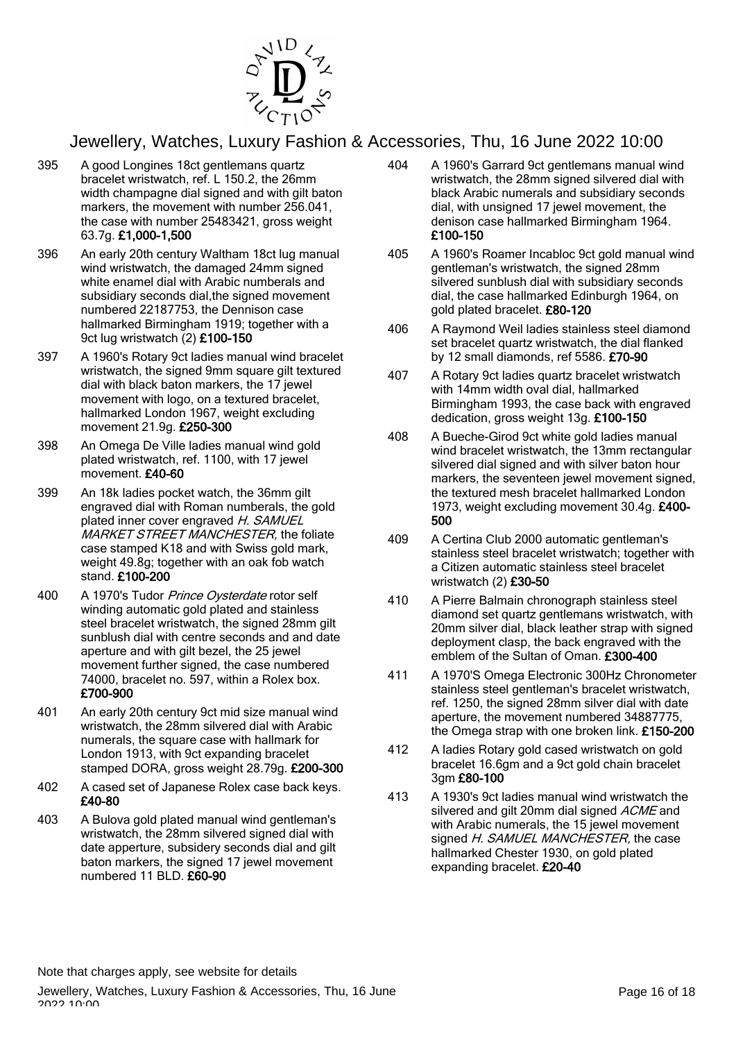# Jewellery, Watches, Luxury Fashion & Accessories, Thu, 16 June 2022 10:00

395 A good Longines 18ct gentlemans quartz bracelet wristwatch, ref. L 150.2, the 26mm width champagne dial signed and with gilt baton markers, the movement with number 256.041, the case with number 25483421, gross weight 63.7g. **£1,000-1,500**

396 An early 20th century Waltham 18ct lug manual wind wristwatch, the damaged 24mm signed white enamel dial with Arabic numberals and subsidiary seconds dial,the signed movement numbered 22187753, the Dennison case hallmarked Birmingham 1919; together with a 9ct lug wristwatch (2) **£100-150**

397 A 1960's Rotary 9ct ladies manual wind bracelet wristwatch, the signed 9mm square gilt textured dial with black baton markers, the 17 jewel movement with logo, on a textured bracelet, hallmarked London 1967, weight excluding movement 21.9g. **£250-300**

398 An Omega De Ville ladies manual wind gold plated wristwatch, ref. 1100, with 17 jewel movement. **£40-60**

399 An 18k ladies pocket watch, the 36mm gilt engraved dial with Roman numberals, the gold plated inner cover engraved *H. SAMUEL MARKET STREET MANCHESTER,* the foliate case stamped K18 and with Swiss gold mark, weight 49.8g; together with an oak fob watch stand. **£100-200**

400 A 1970's Tudor *Prince Oysterdate* rotor self winding automatic gold plated and stainless steel bracelet wristwatch, the signed 28mm gilt sunblush dial with centre seconds and and date aperture and with gilt bezel, the 25 jewel movement further signed, the case numbered 74000, bracelet no. 597, within a Rolex box. **£700-900**

401 An early 20th century 9ct mid size manual wind wristwatch, the 28mm silvered dial with Arabic numerals, the square case with hallmark for London 1913, with 9ct expanding bracelet stamped DORA, gross weight 28.79g. **£200-300**

402 A cased set of Japanese Rolex case back keys. **£40-80**

403 A Bulova gold plated manual wind gentleman's wristwatch, the 28mm silvered signed dial with date apperture, subsidery seconds dial and gilt baton markers, the signed 17 jewel movement numbered 11 BLD. **£60-90**

404 A 1960's Garrard 9ct gentlemans manual wind wristwatch, the 28mm signed silvered dial with black Arabic numerals and subsidiary seconds dial, with unsigned 17 jewel movement, the denison case hallmarked Birmingham 1964. **£100-150**

405 A 1960's Roamer Incabloc 9ct gold manual wind gentleman's wristwatch, the signed 28mm silvered sunblush dial with subsidiary seconds dial, the case hallmarked Edinburgh 1964, on gold plated bracelet. **£80-120**

406 A Raymond Weil ladies stainless steel diamond set bracelet quartz wristwatch, the dial flanked by 12 small diamonds, ref 5586. **£70-90**

407 A Rotary 9ct ladies quartz bracelet wristwatch with 14mm width oval dial, hallmarked Birmingham 1993, the case back with engraved dedication, gross weight 13g. **£100-150**

408 A Bueche-Girod 9ct white gold ladies manual wind bracelet wristwatch, the 13mm rectangular silvered dial signed and with silver baton hour markers, the seventeen jewel movement signed, the textured mesh bracelet hallmarked London 1973, weight excluding movement 30.4g. **£400-500**

409 A Certina Club 2000 automatic gentleman's stainless steel bracelet wristwatch; together with a Citizen automatic stainless steel bracelet wristwatch (2) **£30-50**

410 A Pierre Balmain chronograph stainless steel diamond set quartz gentlemans wristwatch, with 20mm silver dial, black leather strap with signed deployment clasp, the back engraved with the emblem of the Sultan of Oman. **£300-400**

411 A 1970'S Omega Electronic 300Hz Chronometer stainless steel gentleman's bracelet wristwatch, ref. 1250, the signed 28mm silver dial with date aperture, the movement numbered 34887775, the Omega strap with one broken link. **£150-200**

412 A ladies Rotary gold cased wristwatch on gold bracelet 16.6gm and a 9ct gold chain bracelet 3gm **£80-100**

413 A 1930's 9ct ladies manual wind wristwatch the silvered and gilt 20mm dial signed *ACME* and with Arabic numerals, the 15 jewel movement signed *H. SAMUEL MANCHESTER,* the case hallmarked Chester 1930, on gold plated expanding bracelet. **£20-40**

Note that charges apply, see website for details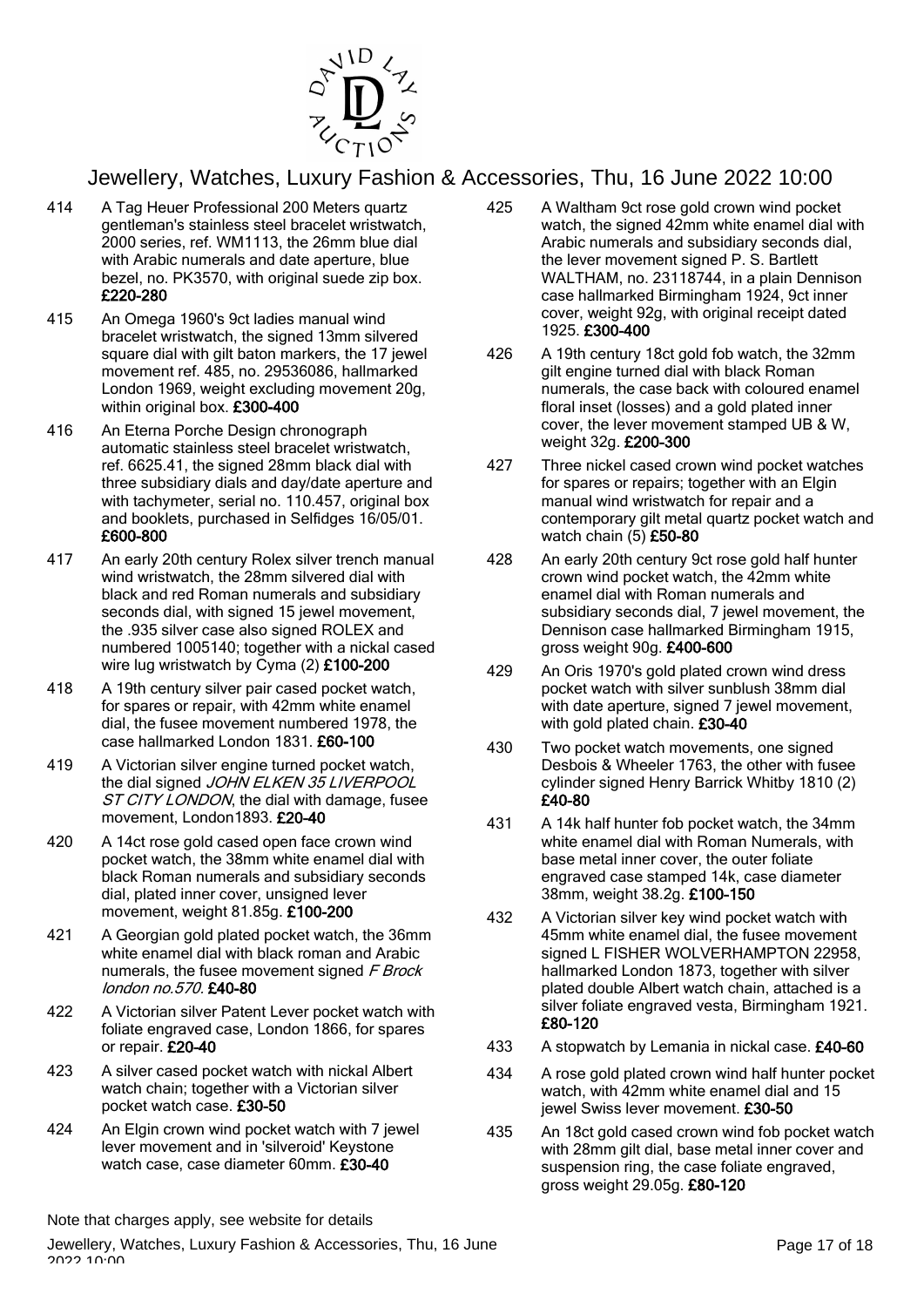# Jewellery, Watches, Luxury Fashion & Accessories, Thu, 16 June 2022 10:00

414 A Tag Heuer Professional 200 Meters quartz gentleman's stainless steel bracelet wristwatch, 2000 series, ref. WM1113, the 26mm blue dial with Arabic numerals and date aperture, blue bezel, no. PK3570, with original suede zip box. **£220-280**

415 An Omega 1960's 9ct ladies manual wind bracelet wristwatch, the signed 13mm silvered square dial with gilt baton markers, the 17 jewel movement ref. 485, no. 29536086, hallmarked London 1969, weight excluding movement 20g, within original box. **£300-400**

416 An Eterna Porche Design chronograph automatic stainless steel bracelet wristwatch, ref. 6625.41, the signed 28mm black dial with three subsidiary dials and day/date aperture and with tachymeter, serial no. 110.457, original box and booklets, purchased in Selfidges 16/05/01. **£600-800**

417 An early 20th century Rolex silver trench manual wind wristwatch, the 28mm silvered dial with black and red Roman numerals and subsidiary seconds dial, with signed 15 jewel movement, the .935 silver case also signed ROLEX and numbered 1005140; together with a nickal cased wire lug wristwatch by Cyma (2) **£100-200**

418 A 19th century silver pair cased pocket watch, for spares or repair, with 42mm white enamel dial, the fusee movement numbered 1978, the case hallmarked London 1831. **£60-100**

419 A Victorian silver engine turned pocket watch, the dial signed *JOHN ELKEN 35 LIVERPOOL ST CITY LONDON*, the dial with damage, fusee movement, London1893. **£20-40**

420 A 14ct rose gold cased open face crown wind pocket watch, the 38mm white enamel dial with black Roman numerals and subsidiary seconds dial, plated inner cover, unsigned lever movement, weight 81.85g. **£100-200**

421 A Georgian gold plated pocket watch, the 36mm white enamel dial with black roman and Arabic numerals, the fusee movement signed *F Brock london no.570*. **£40-80**

422 A Victorian silver Patent Lever pocket watch with foliate engraved case, London 1866, for spares or repair. **£20-40**

423 A silver cased pocket watch with nickal Albert watch chain; together with a Victorian silver pocket watch case. **£30-50**

424 An Elgin crown wind pocket watch with 7 jewel lever movement and in 'silveroid' Keystone watch case, case diameter 60mm. **£30-40**

425 A Waltham 9ct rose gold crown wind pocket watch, the signed 42mm white enamel dial with Arabic numerals and subsidiary seconds dial, the lever movement signed P. S. Bartlett WALTHAM, no. 23118744, in a plain Dennison case hallmarked Birmingham 1924, 9ct inner cover, weight 92g, with original receipt dated 1925. **£300-400**

426 A 19th century 18ct gold fob watch, the 32mm gilt engine turned dial with black Roman numerals, the case back with coloured enamel floral inset (losses) and a gold plated inner cover, the lever movement stamped UB & W, weight 32g. **£200-300**

427 Three nickel cased crown wind pocket watches for spares or repairs; together with an Elgin manual wind wristwatch for repair and a contemporary gilt metal quartz pocket watch and watch chain (5) **£50-80**

428 An early 20th century 9ct rose gold half hunter crown wind pocket watch, the 42mm white enamel dial with Roman numerals and subsidiary seconds dial, 7 jewel movement, the Dennison case hallmarked Birmingham 1915, gross weight 90g. **£400-600**

429 An Oris 1970's gold plated crown wind dress pocket watch with silver sunblush 38mm dial with date aperture, signed 7 jewel movement, with gold plated chain. **£30-40**

430 Two pocket watch movements, one signed Desbois & Wheeler 1763, the other with fusee cylinder signed Henry Barrick Whitby 1810 (2) **£40-80**

431 A 14k half hunter fob pocket watch, the 34mm white enamel dial with Roman Numerals, with base metal inner cover, the outer foliate engraved case stamped 14k, case diameter 38mm, weight 38.2g. **£100-150**

432 A Victorian silver key wind pocket watch with 45mm white enamel dial, the fusee movement signed L FISHER WOLVERHAMPTON 22958, hallmarked London 1873, together with silver plated double Albert watch chain, attached is a silver foliate engraved vesta, Birmingham 1921. **£80-120**

433 A stopwatch by Lemania in nickal case. **£40-60**

434 A rose gold plated crown wind half hunter pocket watch, with 42mm white enamel dial and 15 jewel Swiss lever movement. **£30-50**

435 An 18ct gold cased crown wind fob pocket watch with 28mm gilt dial, base metal inner cover and suspension ring, the case foliate engraved, gross weight 29.05g. **£80-120**

Note that charges apply, see website for details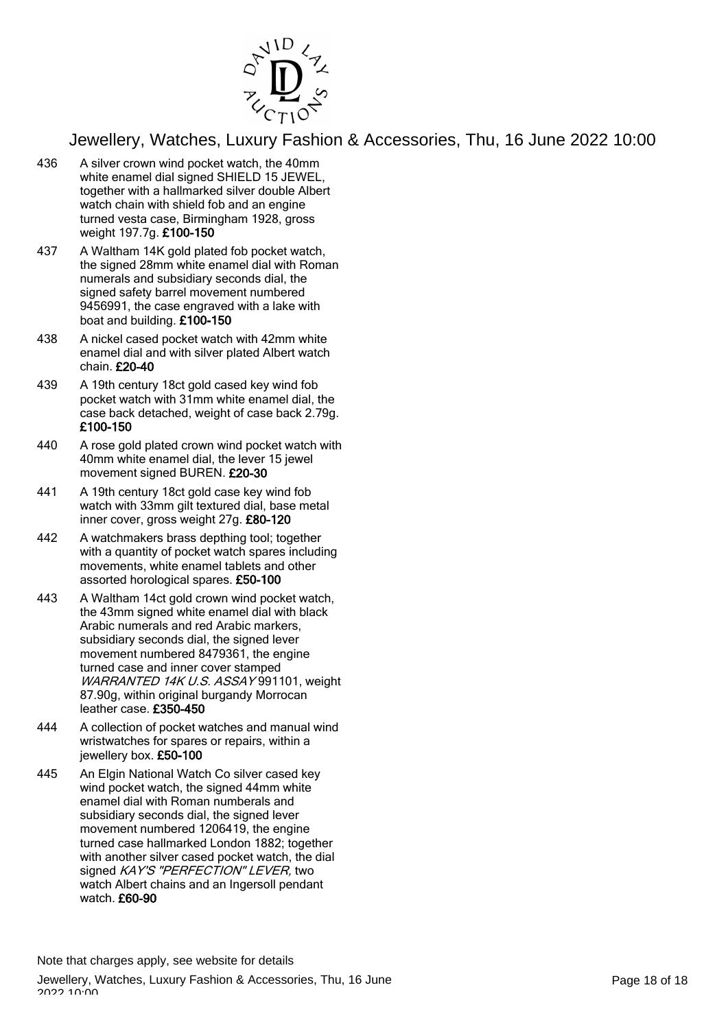Jewellery, Watches, Luxury Fashion & Accessories, Thu, 16 June 2022 10:00

436 A silver crown wind pocket watch, the 40mm white enamel dial signed SHIELD 15 JEWEL, together with a hallmarked silver double Albert watch chain with shield fob and an engine turned vesta case, Birmingham 1928, gross weight 197.7g. **£100-150**

437 A Waltham 14K gold plated fob pocket watch, the signed 28mm white enamel dial with Roman numerals and subsidiary seconds dial, the signed safety barrel movement numbered 9456991, the case engraved with a lake with boat and building. **£100-150**

438 A nickel cased pocket watch with 42mm white enamel dial and with silver plated Albert watch chain. **£20-40**

439 A 19th century 18ct gold cased key wind fob pocket watch with 31mm white enamel dial, the case back detached, weight of case back 2.79g. **£100-150**

440 A rose gold plated crown wind pocket watch with 40mm white enamel dial, the lever 15 jewel movement signed BUREN. **£20-30**

441 A 19th century 18ct gold case key wind fob watch with 33mm gilt textured dial, base metal inner cover, gross weight 27g. **£80-120**

442 A watchmakers brass depthing tool; together with a quantity of pocket watch spares including movements, white enamel tablets and other assorted horological spares. **£50-100**

443 A Waltham 14ct gold crown wind pocket watch, the 43mm signed white enamel dial with black Arabic numerals and red Arabic markers, subsidiary seconds dial, the signed lever movement numbered 8479361, the engine turned case and inner cover stamped *WARRANTED 14K U.S. ASSAY* 991101, weight 87.90g, within original burgandy Morrocan leather case. **£350-450**

444 A collection of pocket watches and manual wind wristwatches for spares or repairs, within a jewellery box. **£50-100**

445 An Elgin National Watch Co silver cased key wind pocket watch, the signed 44mm white enamel dial with Roman numberals and subsidiary seconds dial, the signed lever movement numbered 1206419, the engine turned case hallmarked London 1882; together with another silver cased pocket watch, the dial signed *KAY'S "PERFECTION" LEVER,* two watch Albert chains and an Ingersoll pendant watch. **£60-90**

Note that charges apply, see website for details